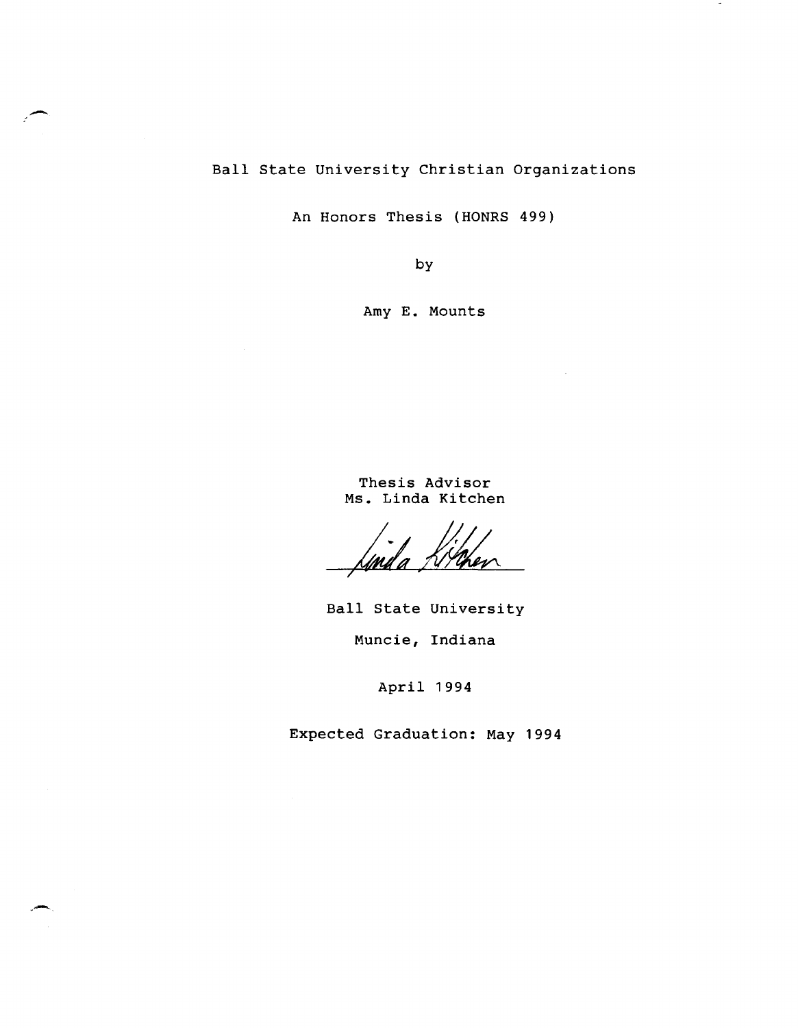# Ball State University Christian Organizations

An Honors Thesis (HONRS 499)

by

Amy E. Mounts

Thesis Advisor
Ms. Linda Kitchen

Linda Kitchen

Ball State University

Muncie, Indiana

April 1994

Expected Graduation: May 1994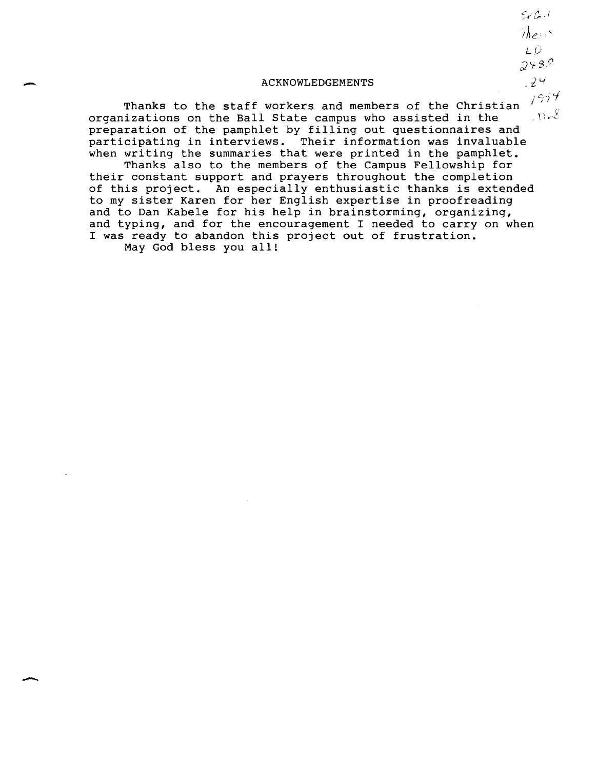# ACKNOWLEDGEMENTS

Thanks to the staff workers and members of the Christian organizations on the Ball State campus who assisted in the preparation of the pamphlet by filling out questionnaires and participating in interviews. Their information was invaluable when writing the summaries that were printed in the pamphlet.

Thanks also to the members of the Campus Fellowship for their constant support and prayers throughout the completion of this project. An especially enthusiastic thanks is extended to my sister Karen for her English expertise in proofreading and to Dan Kabele for his help in brainstorming, organizing, and typing, and for the encouragement I needed to carry on when I was ready to abandon this project out of frustration.

May God bless you all!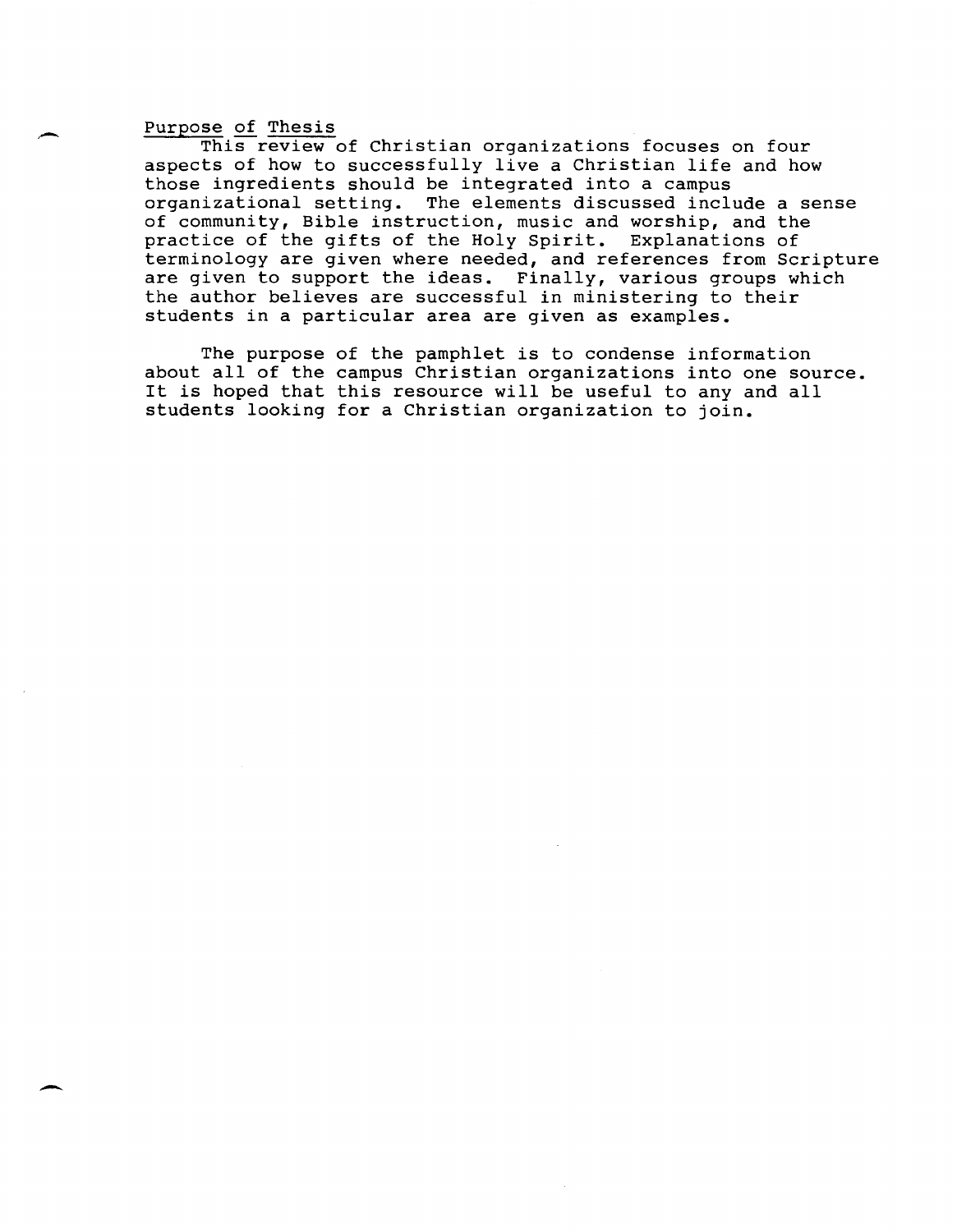Purpose of Thesis

This review of Christian organizations focuses on four aspects of how to successfully live a Christian life and how those ingredients should be integrated into a campus organizational setting. The elements discussed include a sense of community, Bible instruction, music and worship, and the practice of the gifts of the Holy Spirit. Explanations of terminology are given where needed, and references from Scripture are given to support the ideas. Finally, various groups which the author believes are successful in ministering to their students in a particular area are given as examples.

The purpose of the pamphlet is to condense information about all of the campus Christian organizations into one source. It is hoped that this resource will be useful to any and all students looking for a Christian organization to join.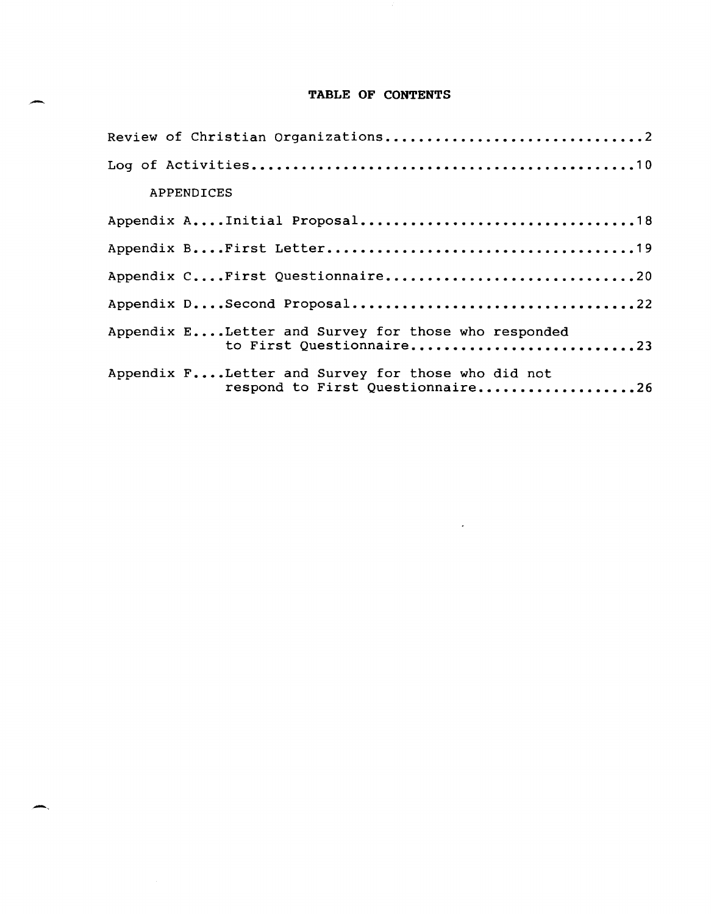# TABLE OF CONTENTS

Review of Christian Organizations...............................2

Log of Activities...............................................10

APPENDICES

Appendix A....Initial Proposal..................................18

Appendix B....First Letter......................................19

Appendix C....First Questionnaire...............................20

Appendix D....Second Proposal...................................22

Appendix E....Letter and Survey for those who responded to First Questionnaire...........................23

Appendix F....Letter and Survey for those who did not respond to First Questionnaire...................26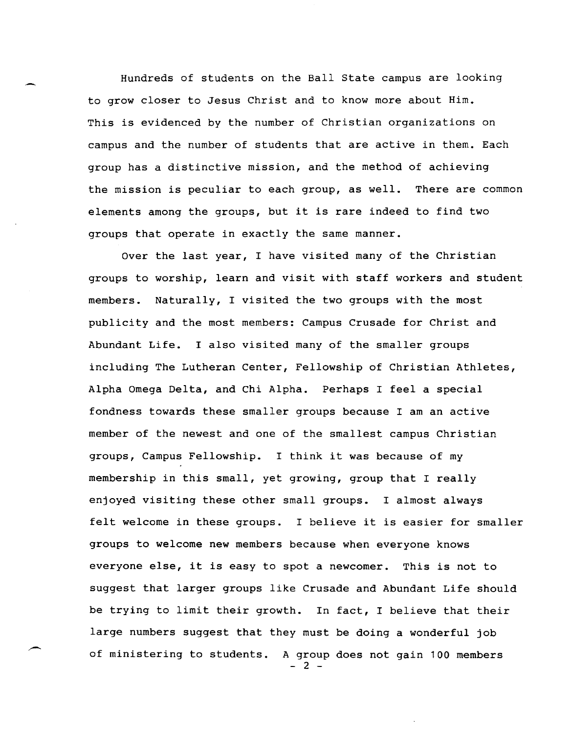Hundreds of students on the Ball State campus are looking to grow closer to Jesus Christ and to know more about Him. This is evidenced by the number of Christian organizations on campus and the number of students that are active in them. Each group has a distinctive mission, and the method of achieving the mission is peculiar to each group, as well. There are common elements among the groups, but it is rare indeed to find two groups that operate in exactly the same manner.

Over the last year, I have visited many of the Christian groups to worship, learn and visit with staff workers and student members. Naturally, I visited the two groups with the most publicity and the most members: Campus Crusade for Christ and Abundant Life. I also visited many of the smaller groups including The Lutheran Center, Fellowship of Christian Athletes, Alpha Omega Delta, and Chi Alpha. Perhaps I feel a special fondness towards these smaller groups because I am an active member of the newest and one of the smallest campus Christian groups, Campus Fellowship. I think it was because of my membership in this small, yet growing, group that I really enjoyed visiting these other small groups. I almost always felt welcome in these groups. I believe it is easier for smaller groups to welcome new members because when everyone knows everyone else, it is easy to spot a newcomer. This is not to suggest that larger groups like Crusade and Abundant Life should be trying to limit their growth. In fact, I believe that their large numbers suggest that they must be doing a wonderful job of ministering to students. A group does not gain 100 members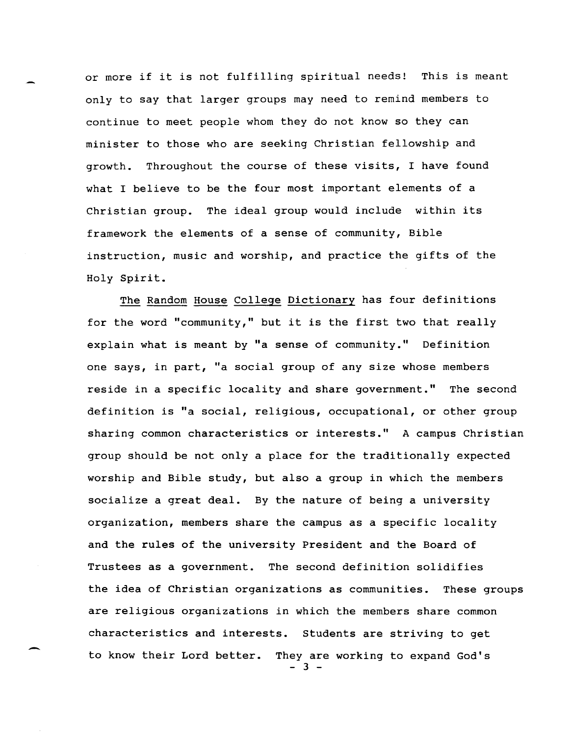or more if it is not fulfilling spiritual needs! This is meant only to say that larger groups may need to remind members to continue to meet people whom they do not know so they can minister to those who are seeking Christian fellowship and growth. Throughout the course of these visits, I have found what I believe to be the four most important elements of a Christian group. The ideal group would include within its framework the elements of a sense of community, Bible instruction, music and worship, and practice the gifts of the Holy Spirit.

The Random House College Dictionary has four definitions for the word "community," but it is the first two that really explain what is meant by "a sense of community." Definition one says, in part, "a social group of any size whose members reside in a specific locality and share government." The second definition is "a social, religious, occupational, or other group sharing common characteristics or interests." A campus Christian group should be not only a place for the traditionally expected worship and Bible study, but also a group in which the members socialize a great deal. By the nature of being a university organization, members share the campus as a specific locality and the rules of the university President and the Board of Trustees as a government. The second definition solidifies the idea of Christian organizations as communities. These groups are religious organizations in which the members share common characteristics and interests. Students are striving to get to know their Lord better. They are working to expand God's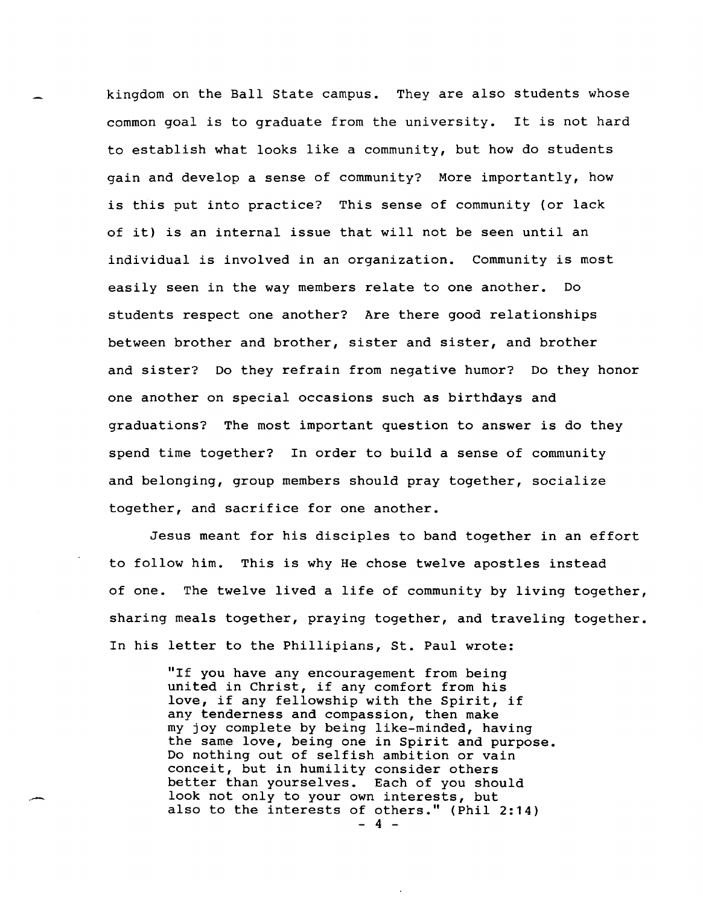kingdom on the Ball State campus. They are also students whose common goal is to graduate from the university. It is not hard to establish what looks like a community, but how do students gain and develop a sense of community? More importantly, how is this put into practice? This sense of community (or lack of it) is an internal issue that will not be seen until an individual is involved in an organization. Community is most easily seen in the way members relate to one another. Do students respect one another? Are there good relationships between brother and brother, sister and sister, and brother and sister? Do they refrain from negative humor? Do they honor one another on special occasions such as birthdays and graduations? The most important question to answer is do they spend time together? In order to build a sense of community and belonging, group members should pray together, socialize together, and sacrifice for one another.

Jesus meant for his disciples to band together in an effort to follow him. This is why He chose twelve apostles instead of one. The twelve lived a life of community by living together, sharing meals together, praying together, and traveling together. In his letter to the Phillipians, St. Paul wrote:

> "If you have any encouragement from being united in Christ, if any comfort from his love, if any fellowship with the Spirit, if any tenderness and compassion, then make my joy complete by being like-minded, having the same love, being one in Spirit and purpose. Do nothing out of selfish ambition or vain conceit, but in humility consider others better than yourselves. Each of you should look not only to your own interests, but also to the interests of others." (Phil 2:14)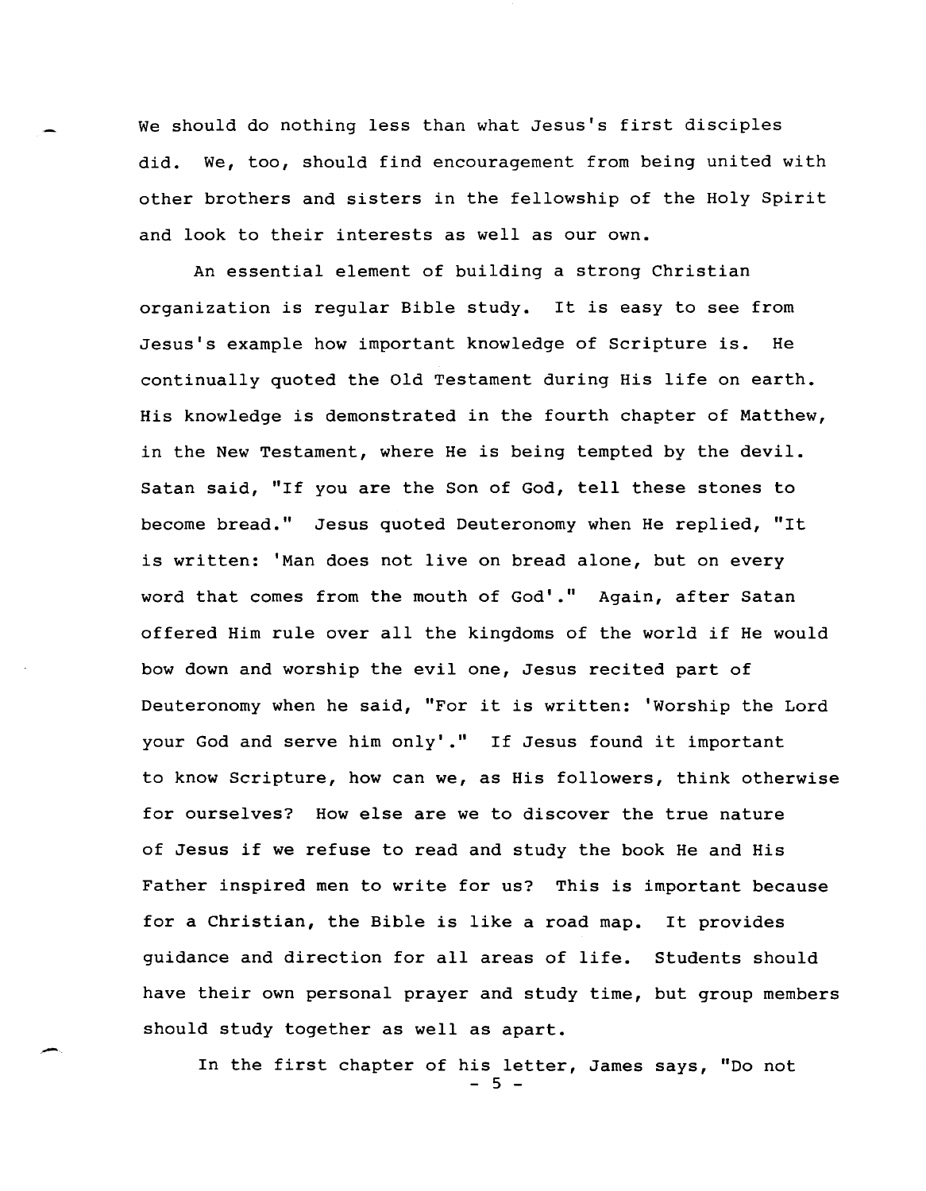We should do nothing less than what Jesus's first disciples did. We, too, should find encouragement from being united with other brothers and sisters in the fellowship of the Holy Spirit and look to their interests as well as our own.

An essential element of building a strong Christian organization is regular Bible study. It is easy to see from Jesus's example how important knowledge of Scripture is. He continually quoted the Old Testament during His life on earth. His knowledge is demonstrated in the fourth chapter of Matthew, in the New Testament, where He is being tempted by the devil. Satan said, "If you are the Son of God, tell these stones to become bread." Jesus quoted Deuteronomy when He replied, "It is written: 'Man does not live on bread alone, but on every word that comes from the mouth of God'." Again, after Satan offered Him rule over all the kingdoms of the world if He would bow down and worship the evil one, Jesus recited part of Deuteronomy when he said, "For it is written: 'Worship the Lord your God and serve him only'." If Jesus found it important to know Scripture, how can we, as His followers, think otherwise for ourselves? How else are we to discover the true nature of Jesus if we refuse to read and study the book He and His Father inspired men to write for us? This is important because for a Christian, the Bible is like a road map. It provides guidance and direction for all areas of life. Students should have their own personal prayer and study time, but group members should study together as well as apart.

In the first chapter of his letter, James says, "Do not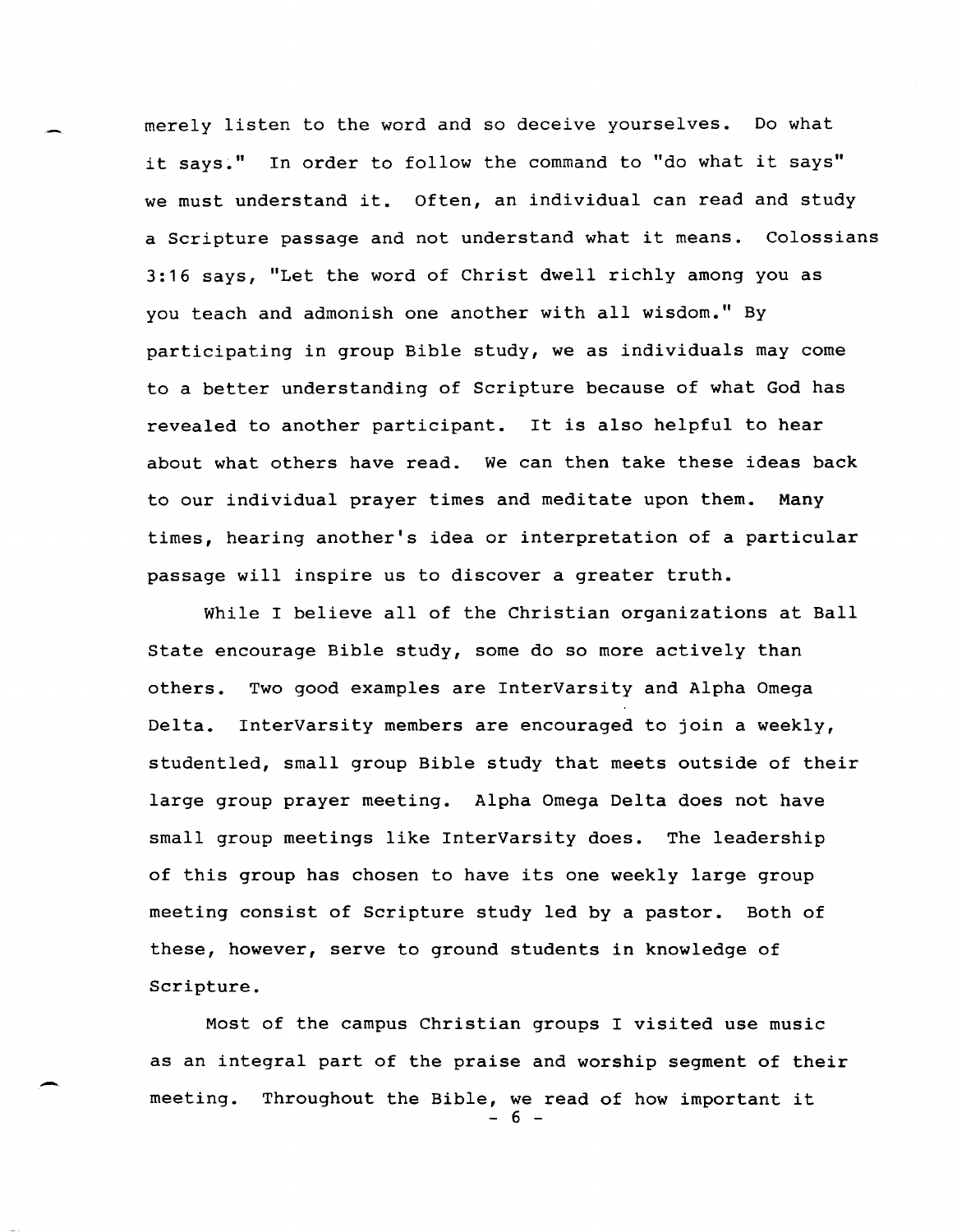merely listen to the word and so deceive yourselves. Do what it says." In order to follow the command to "do what it says" we must understand it. Often, an individual can read and study a Scripture passage and not understand what it means. Colossians 3:16 says, "Let the word of Christ dwell richly among you as you teach and admonish one another with all wisdom." By participating in group Bible study, we as individuals may come to a better understanding of Scripture because of what God has revealed to another participant. It is also helpful to hear about what others have read. We can then take these ideas back to our individual prayer times and meditate upon them. Many times, hearing another's idea or interpretation of a particular passage will inspire us to discover a greater truth.

While I believe all of the Christian organizations at Ball State encourage Bible study, some do so more actively than others. Two good examples are InterVarsity and Alpha Omega Delta. InterVarsity members are encouraged to join a weekly, studentled, small group Bible study that meets outside of their large group prayer meeting. Alpha Omega Delta does not have small group meetings like InterVarsity does. The leadership of this group has chosen to have its one weekly large group meeting consist of Scripture study led by a pastor. Both of these, however, serve to ground students in knowledge of Scripture.

Most of the campus Christian groups I visited use music as an integral part of the praise and worship segment of their meeting. Throughout the Bible, we read of how important it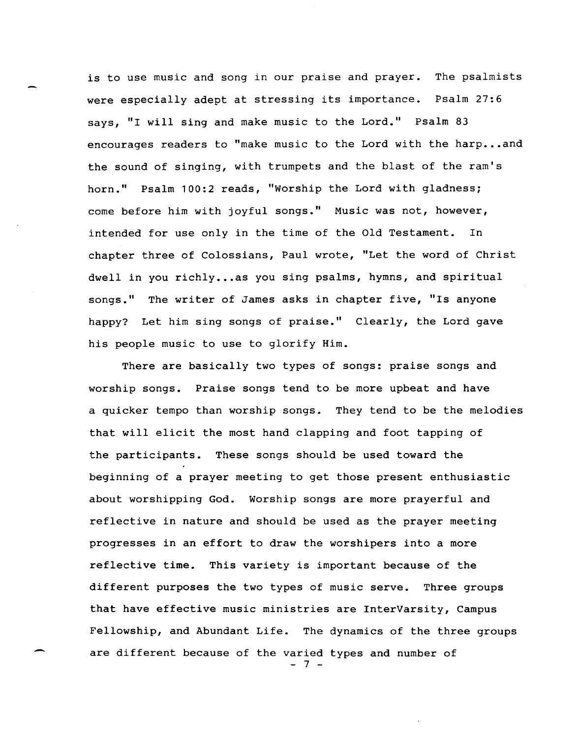is to use music and song in our praise and prayer. The psalmists were especially adept at stressing its importance. Psalm 27:6 says, "I will sing and make music to the Lord." Psalm 83 encourages readers to "make music to the Lord with the harp...and the sound of singing, with trumpets and the blast of the ram's horn." Psalm 100:2 reads, "Worship the Lord with gladness; come before him with joyful songs." Music was not, however, intended for use only in the time of the Old Testament. In chapter three of Colossians, Paul wrote, "Let the word of Christ dwell in you richly...as you sing psalms, hymns, and spiritual songs." The writer of James asks in chapter five, "Is anyone happy? Let him sing songs of praise." Clearly, the Lord gave his people music to use to glorify Him.

There are basically two types of songs: praise songs and worship songs. Praise songs tend to be more upbeat and have a quicker tempo than worship songs. They tend to be the melodies that will elicit the most hand clapping and foot tapping of the participants. These songs should be used toward the beginning of a prayer meeting to get those present enthusiastic about worshipping God. Worship songs are more prayerful and reflective in nature and should be used as the prayer meeting progresses in an effort to draw the worshipers into a more reflective time. This variety is important because of the different purposes the two types of music serve. Three groups that have effective music ministries are InterVarsity, Campus Fellowship, and Abundant Life. The dynamics of the three groups are different because of the varied types and number of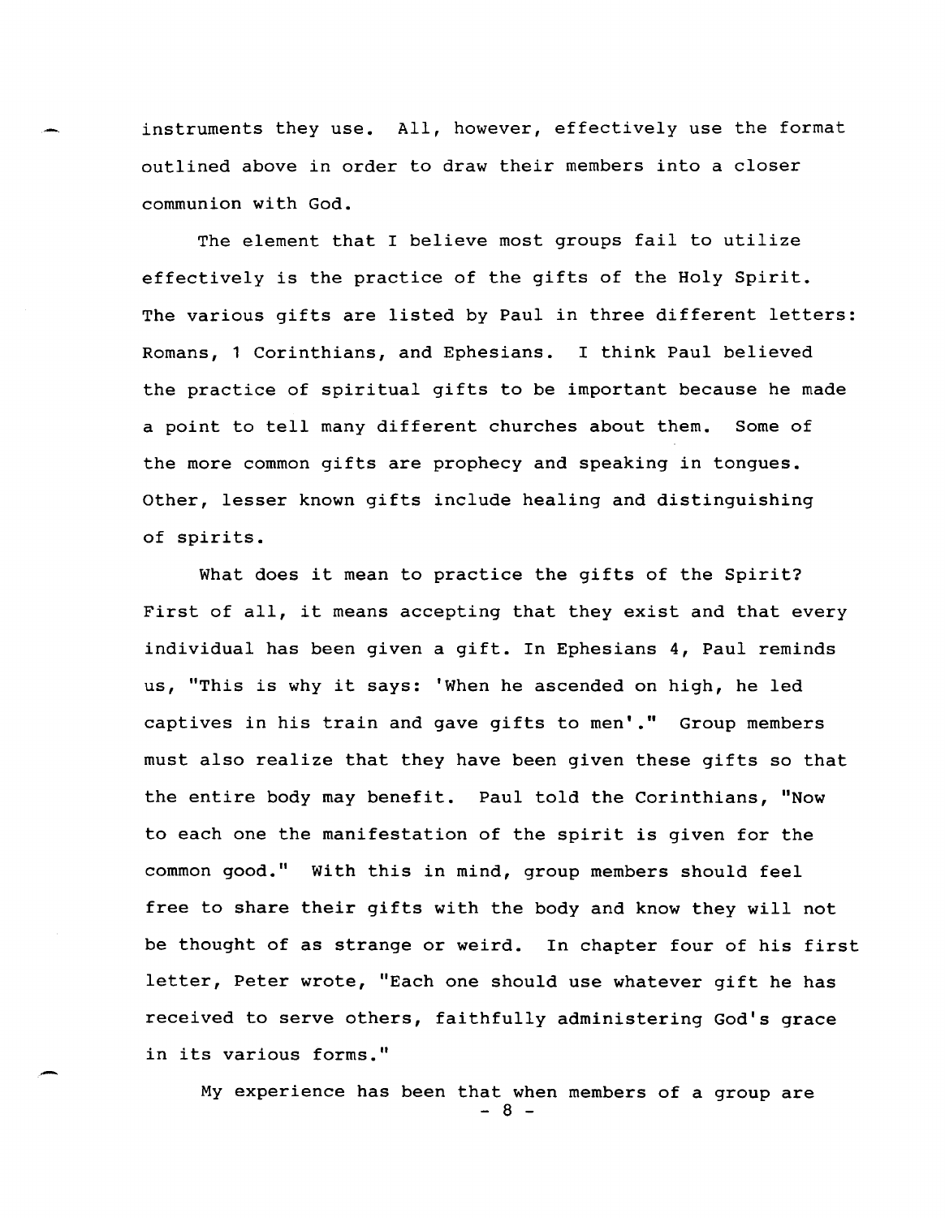instruments they use. All, however, effectively use the format outlined above in order to draw their members into a closer communion with God.

The element that I believe most groups fail to utilize effectively is the practice of the gifts of the Holy Spirit. The various gifts are listed by Paul in three different letters: Romans, 1 Corinthians, and Ephesians. I think Paul believed the practice of spiritual gifts to be important because he made a point to tell many different churches about them. Some of the more common gifts are prophecy and speaking in tongues. Other, lesser known gifts include healing and distinguishing of spirits.

What does it mean to practice the gifts of the Spirit? First of all, it means accepting that they exist and that every individual has been given a gift. In Ephesians 4, Paul reminds us, "This is why it says: 'When he ascended on high, he led captives in his train and gave gifts to men'." Group members must also realize that they have been given these gifts so that the entire body may benefit. Paul told the Corinthians, "Now to each one the manifestation of the spirit is given for the common good." With this in mind, group members should feel free to share their gifts with the body and know they will not be thought of as strange or weird. In chapter four of his first letter, Peter wrote, "Each one should use whatever gift he has received to serve others, faithfully administering God's grace in its various forms."

My experience has been that when members of a group are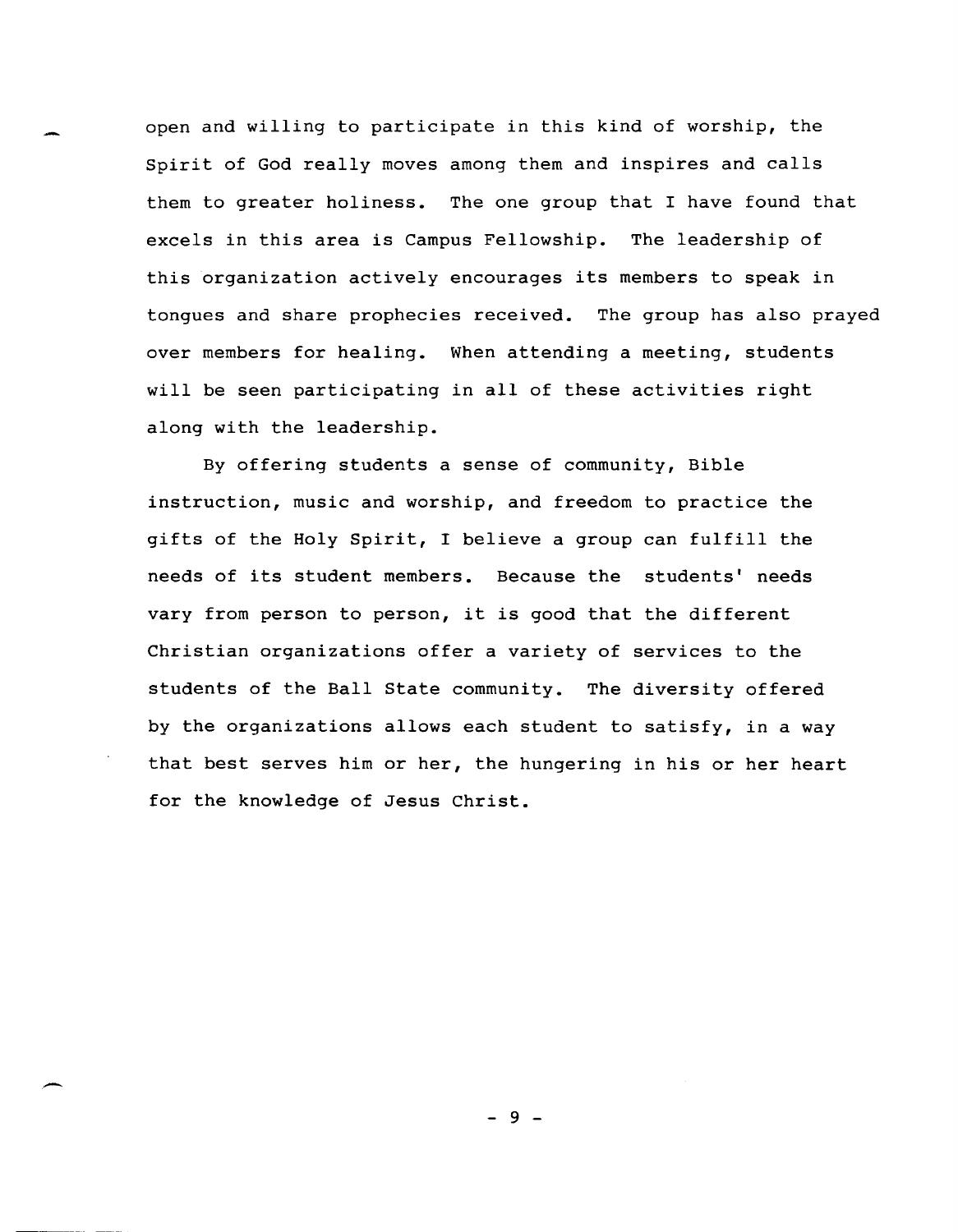open and willing to participate in this kind of worship, the Spirit of God really moves among them and inspires and calls them to greater holiness. The one group that I have found that excels in this area is Campus Fellowship. The leadership of this organization actively encourages its members to speak in tongues and share prophecies received. The group has also prayed over members for healing. When attending a meeting, students will be seen participating in all of these activities right along with the leadership.

By offering students a sense of community, Bible instruction, music and worship, and freedom to practice the gifts of the Holy Spirit, I believe a group can fulfill the needs of its student members. Because the students' needs vary from person to person, it is good that the different Christian organizations offer a variety of services to the students of the Ball State community. The diversity offered by the organizations allows each student to satisfy, in a way that best serves him or her, the hungering in his or her heart for the knowledge of Jesus Christ.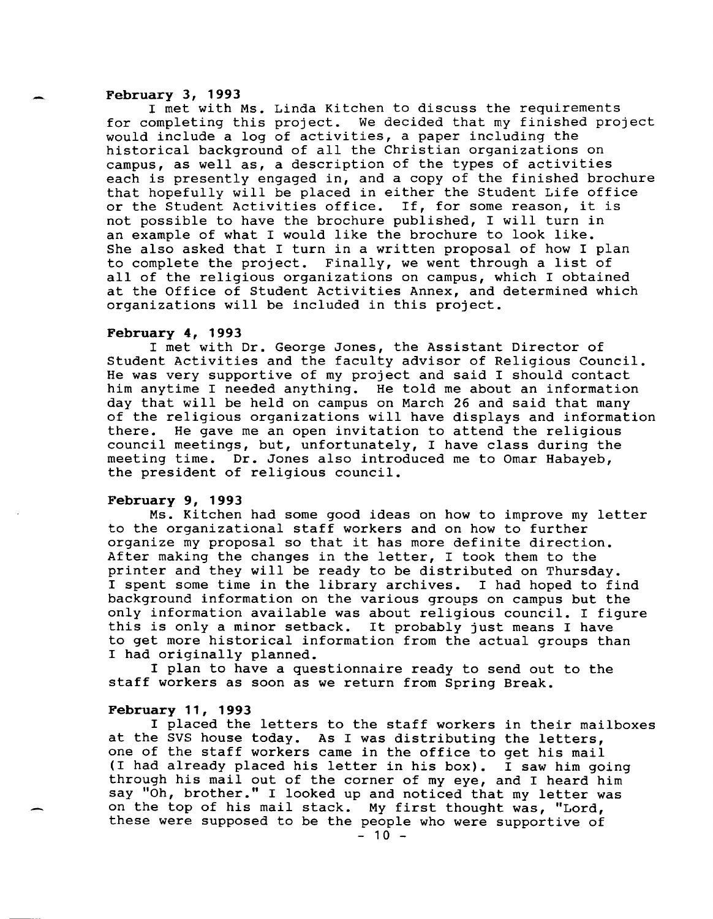**February 3, 1993**

I met with Ms. Linda Kitchen to discuss the requirements for completing this project. We decided that my finished project would include a log of activities, a paper including the historical background of all the Christian organizations on campus, as well as, a description of the types of activities each is presently engaged in, and a copy of the finished brochure that hopefully will be placed in either the Student Life office or the Student Activities office. If, for some reason, it is not possible to have the brochure published, I will turn in an example of what I would like the brochure to look like. She also asked that I turn in a written proposal of how I plan to complete the project. Finally, we went through a list of all of the religious organizations on campus, which I obtained at the Office of Student Activities Annex, and determined which organizations will be included in this project.

**February 4, 1993**

I met with Dr. George Jones, the Assistant Director of Student Activities and the faculty advisor of Religious Council. He was very supportive of my project and said I should contact him anytime I needed anything. He told me about an information day that will be held on campus on March 26 and said that many of the religious organizations will have displays and information there. He gave me an open invitation to attend the religious council meetings, but, unfortunately, I have class during the meeting time. Dr. Jones also introduced me to Omar Habayeb, the president of religious council.

**February 9, 1993**

Ms. Kitchen had some good ideas on how to improve my letter to the organizational staff workers and on how to further organize my proposal so that it has more definite direction. After making the changes in the letter, I took them to the printer and they will be ready to be distributed on Thursday. I spent some time in the library archives. I had hoped to find background information on the various groups on campus but the only information available was about religious council. I figure this is only a minor setback. It probably just means I have to get more historical information from the actual groups than I had originally planned.

I plan to have a questionnaire ready to send out to the staff workers as soon as we return from Spring Break.

**February 11, 1993**

I placed the letters to the staff workers in their mailboxes at the SVS house today. As I was distributing the letters, one of the staff workers came in the office to get his mail (I had already placed his letter in his box). I saw him going through his mail out of the corner of my eye, and I heard him say "Oh, brother." I looked up and noticed that my letter was on the top of his mail stack. My first thought was, "Lord, these were supposed to be the people who were supportive of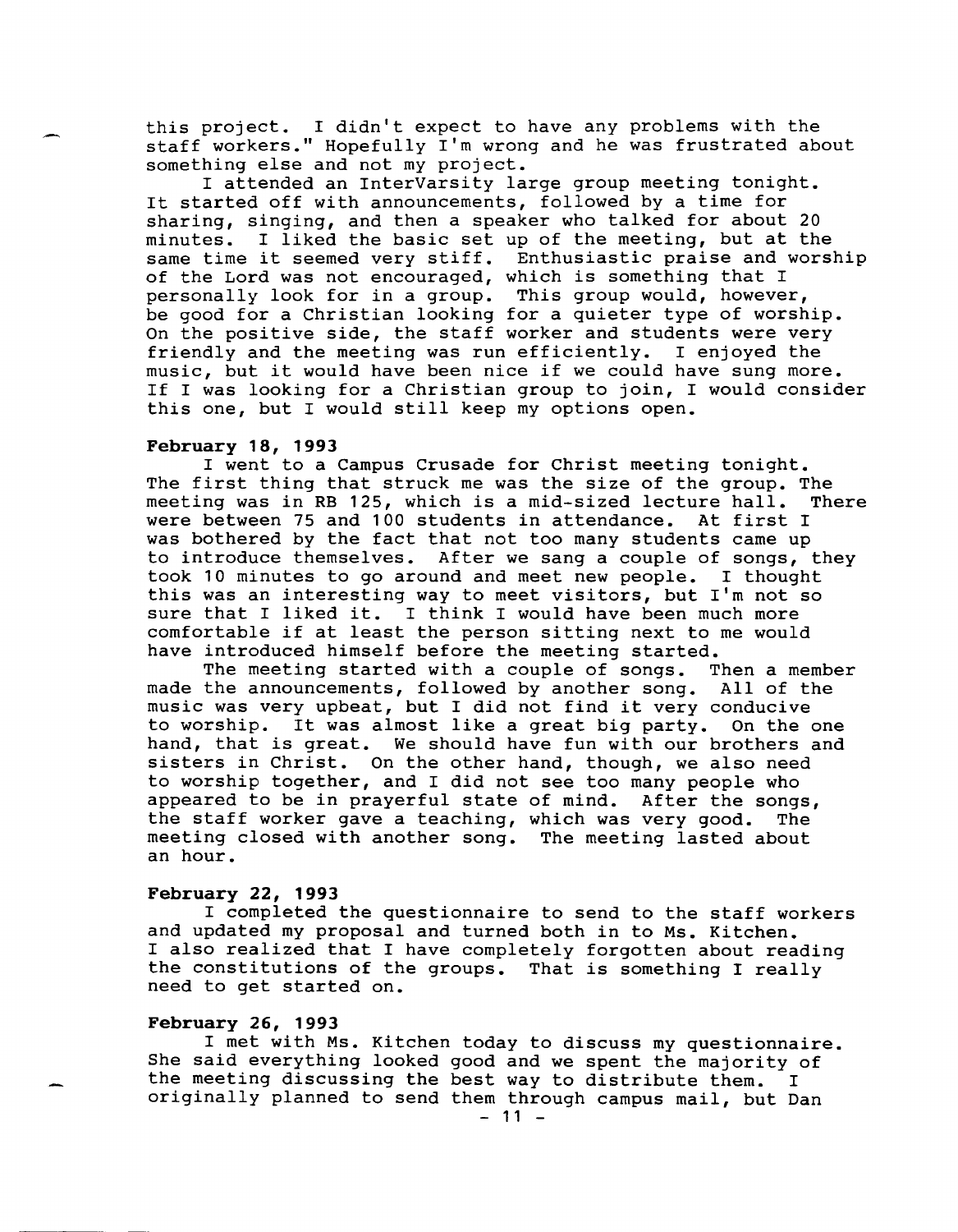this project. I didn't expect to have any problems with the staff workers." Hopefully I'm wrong and he was frustrated about something else and not my project.

I attended an InterVarsity large group meeting tonight. It started off with announcements, followed by a time for sharing, singing, and then a speaker who talked for about 20 minutes. I liked the basic set up of the meeting, but at the same time it seemed very stiff. Enthusiastic praise and worship of the Lord was not encouraged, which is something that I personally look for in a group. This group would, however, be good for a Christian looking for a quieter type of worship. On the positive side, the staff worker and students were very friendly and the meeting was run efficiently. I enjoyed the music, but it would have been nice if we could have sung more. If I was looking for a Christian group to join, I would consider this one, but I would still keep my options open.

**February 18, 1993**

I went to a Campus Crusade for Christ meeting tonight. The first thing that struck me was the size of the group. The meeting was in RB 125, which is a mid-sized lecture hall. There were between 75 and 100 students in attendance. At first I was bothered by the fact that not too many students came up to introduce themselves. After we sang a couple of songs, they took 10 minutes to go around and meet new people. I thought this was an interesting way to meet visitors, but I'm not so sure that I liked it. I think I would have been much more comfortable if at least the person sitting next to me would have introduced himself before the meeting started.

The meeting started with a couple of songs. Then a member made the announcements, followed by another song. All of the music was very upbeat, but I did not find it very conducive to worship. It was almost like a great big party. On the one hand, that is great. We should have fun with our brothers and sisters in Christ. On the other hand, though, we also need to worship together, and I did not see too many people who appeared to be in prayerful state of mind. After the songs, the staff worker gave a teaching, which was very good. The meeting closed with another song. The meeting lasted about an hour.

**February 22, 1993**

I completed the questionnaire to send to the staff workers and updated my proposal and turned both in to Ms. Kitchen. I also realized that I have completely forgotten about reading the constitutions of the groups. That is something I really need to get started on.

**February 26, 1993**

I met with Ms. Kitchen today to discuss my questionnaire. She said everything looked good and we spent the majority of the meeting discussing the best way to distribute them. I originally planned to send them through campus mail, but Dan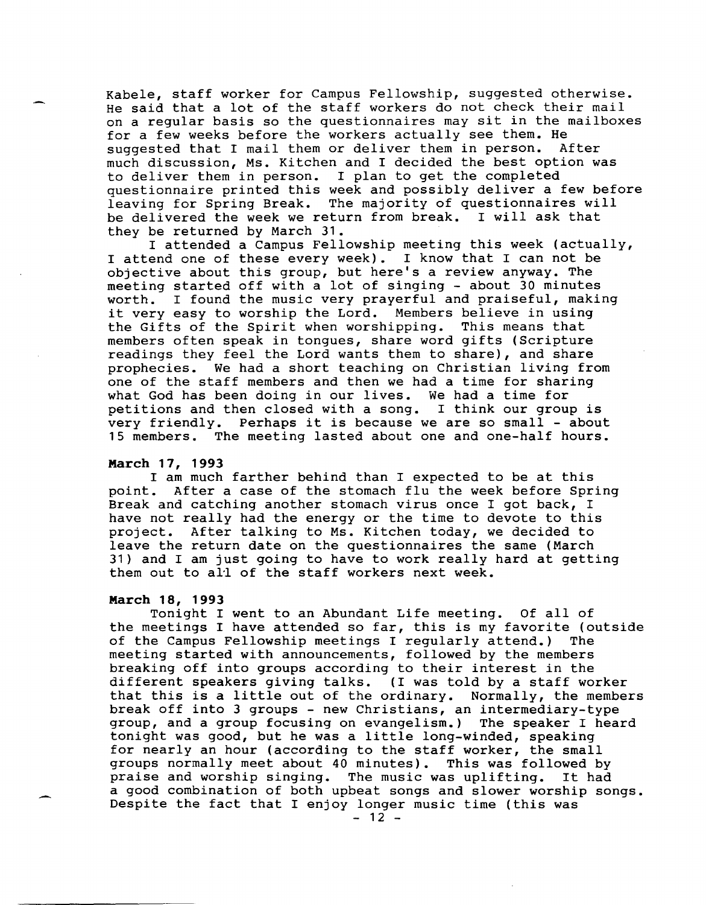Kabele, staff worker for Campus Fellowship, suggested otherwise. He said that a lot of the staff workers do not check their mail on a regular basis so the questionnaires may sit in the mailboxes for a few weeks before the workers actually see them. He suggested that I mail them or deliver them in person. After much discussion, Ms. Kitchen and I decided the best option was to deliver them in person. I plan to get the completed questionnaire printed this week and possibly deliver a few before leaving for Spring Break. The majority of questionnaires will be delivered the week we return from break. I will ask that they be returned by March 31.

I attended a Campus Fellowship meeting this week (actually, I attend one of these every week). I know that I can not be objective about this group, but here's a review anyway. The meeting started off with a lot of singing - about 30 minutes worth. I found the music very prayerful and praiseful, making it very easy to worship the Lord. Members believe in using the Gifts of the Spirit when worshipping. This means that members often speak in tongues, share word gifts (Scripture readings they feel the Lord wants them to share), and share prophecies. We had a short teaching on Christian living from one of the staff members and then we had a time for sharing what God has been doing in our lives. We had a time for petitions and then closed with a song. I think our group is very friendly. Perhaps it is because we are so small - about 15 members. The meeting lasted about one and one-half hours.

**March 17, 1993**

I am much farther behind than I expected to be at this point. After a case of the stomach flu the week before Spring Break and catching another stomach virus once I got back, I have not really had the energy or the time to devote to this project. After talking to Ms. Kitchen today, we decided to leave the return date on the questionnaires the same (March 31) and I am just going to have to work really hard at getting them out to all of the staff workers next week.

**March 18, 1993**

Tonight I went to an Abundant Life meeting. Of all of the meetings I have attended so far, this is my favorite (outside of the Campus Fellowship meetings I regularly attend.) The meeting started with announcements, followed by the members breaking off into groups according to their interest in the different speakers giving talks. (I was told by a staff worker that this is a little out of the ordinary. Normally, the members break off into 3 groups - new Christians, an intermediary-type group, and a group focusing on evangelism.) The speaker I heard tonight was good, but he was a little long-winded, speaking for nearly an hour (according to the staff worker, the small groups normally meet about 40 minutes). This was followed by praise and worship singing. The music was uplifting. It had a good combination of both upbeat songs and slower worship songs. Despite the fact that I enjoy longer music time (this was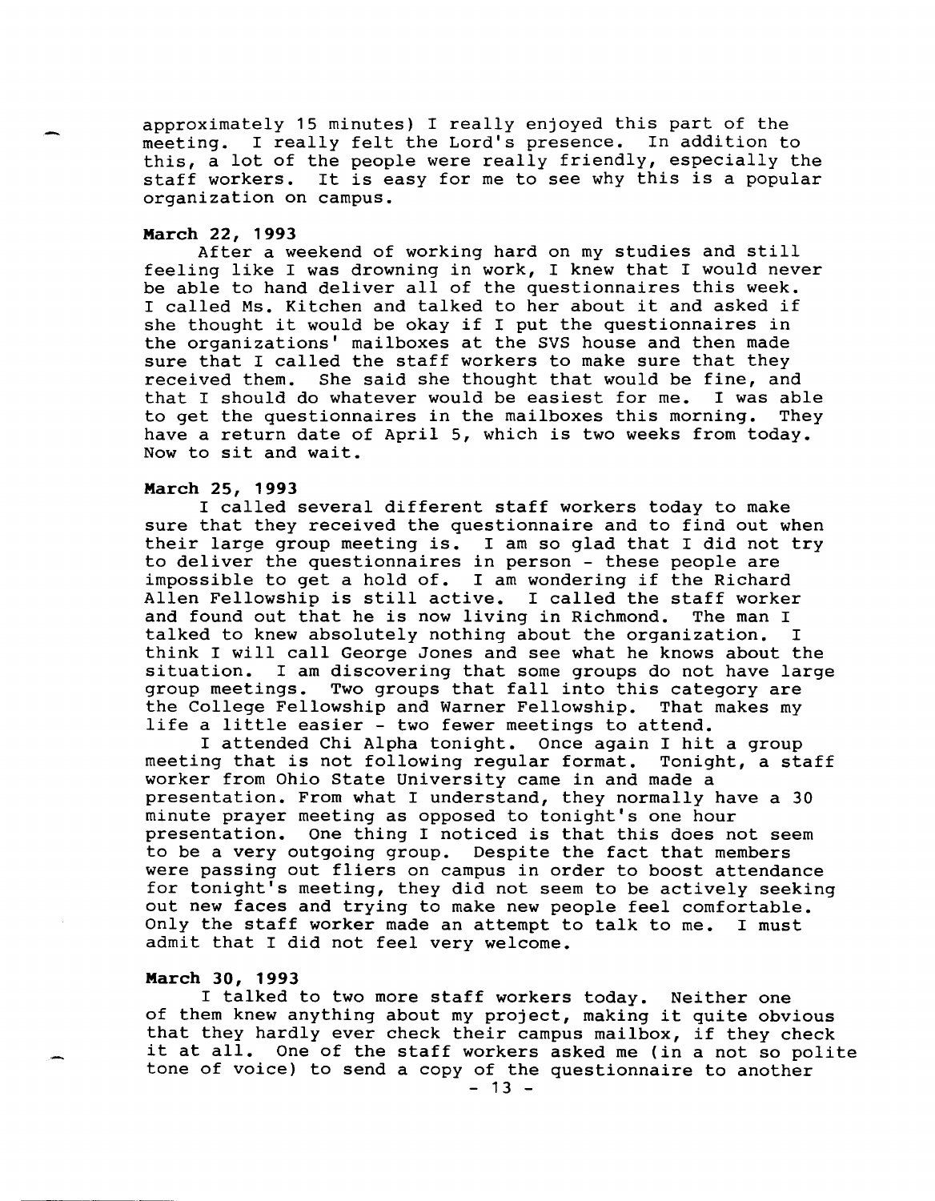approximately 15 minutes) I really enjoyed this part of the meeting. I really felt the Lord's presence. In addition to this, a lot of the people were really friendly, especially the staff workers. It is easy for me to see why this is a popular organization on campus.

**March 22, 1993**

After a weekend of working hard on my studies and still feeling like I was drowning in work, I knew that I would never be able to hand deliver all of the questionnaires this week. I called Ms. Kitchen and talked to her about it and asked if she thought it would be okay if I put the questionnaires in the organizations' mailboxes at the SVS house and then made sure that I called the staff workers to make sure that they received them. She said she thought that would be fine, and that I should do whatever would be easiest for me. I was able to get the questionnaires in the mailboxes this morning. They have a return date of April 5, which is two weeks from today. Now to sit and wait.

**March 25, 1993**

I called several different staff workers today to make sure that they received the questionnaire and to find out when their large group meeting is. I am so glad that I did not try to deliver the questionnaires in person - these people are impossible to get a hold of. I am wondering if the Richard Allen Fellowship is still active. I called the staff worker and found out that he is now living in Richmond. The man I talked to knew absolutely nothing about the organization. I think I will call George Jones and see what he knows about the situation. I am discovering that some groups do not have large group meetings. Two groups that fall into this category are the College Fellowship and Warner Fellowship. That makes my life a little easier - two fewer meetings to attend.

I attended Chi Alpha tonight. Once again I hit a group meeting that is not following regular format. Tonight, a staff worker from Ohio State University came in and made a presentation. From what I understand, they normally have a 30 minute prayer meeting as opposed to tonight's one hour presentation. One thing I noticed is that this does not seem to be a very outgoing group. Despite the fact that members were passing out fliers on campus in order to boost attendance for tonight's meeting, they did not seem to be actively seeking out new faces and trying to make new people feel comfortable. Only the staff worker made an attempt to talk to me. I must admit that I did not feel very welcome.

**March 30, 1993**

I talked to two more staff workers today. Neither one of them knew anything about my project, making it quite obvious that they hardly ever check their campus mailbox, if they check it at all. One of the staff workers asked me (in a not so polite tone of voice) to send a copy of the questionnaire to another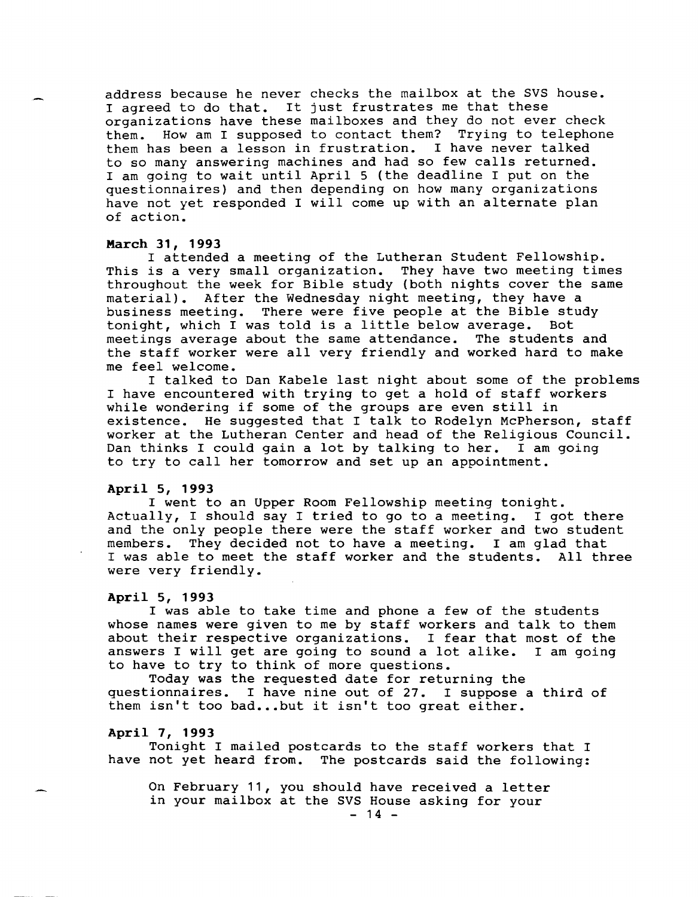address because he never checks the mailbox at the SVS house. I agreed to do that. It just frustrates me that these organizations have these mailboxes and they do not ever check them. How am I supposed to contact them? Trying to telephone them has been a lesson in frustration. I have never talked to so many answering machines and had so few calls returned. I am going to wait until April 5 (the deadline I put on the questionnaires) and then depending on how many organizations have not yet responded I will come up with an alternate plan of action.

**March 31, 1993**

I attended a meeting of the Lutheran Student Fellowship. This is a very small organization. They have two meeting times throughout the week for Bible study (both nights cover the same material). After the Wednesday night meeting, they have a business meeting. There were five people at the Bible study tonight, which I was told is a little below average. Bot meetings average about the same attendance. The students and the staff worker were all very friendly and worked hard to make me feel welcome.

I talked to Dan Kabele last night about some of the problems I have encountered with trying to get a hold of staff workers while wondering if some of the groups are even still in existence. He suggested that I talk to Rodelyn McPherson, staff worker at the Lutheran Center and head of the Religious Council. Dan thinks I could gain a lot by talking to her. I am going to try to call her tomorrow and set up an appointment.

**April 5, 1993**

I went to an Upper Room Fellowship meeting tonight. Actually, I should say I tried to go to a meeting. I got there and the only people there were the staff worker and two student members. They decided not to have a meeting. I am glad that I was able to meet the staff worker and the students. All three were very friendly.

**April 5, 1993**

I was able to take time and phone a few of the students whose names were given to me by staff workers and talk to them about their respective organizations. I fear that most of the answers I will get are going to sound a lot alike. I am going to have to try to think of more questions.

Today was the requested date for returning the questionnaires. I have nine out of 27. I suppose a third of them isn't too bad...but it isn't too great either.

**April 7, 1993**

Tonight I mailed postcards to the staff workers that I have not yet heard from. The postcards said the following:

> On February 11, you should have received a letter in your mailbox at the SVS House asking for your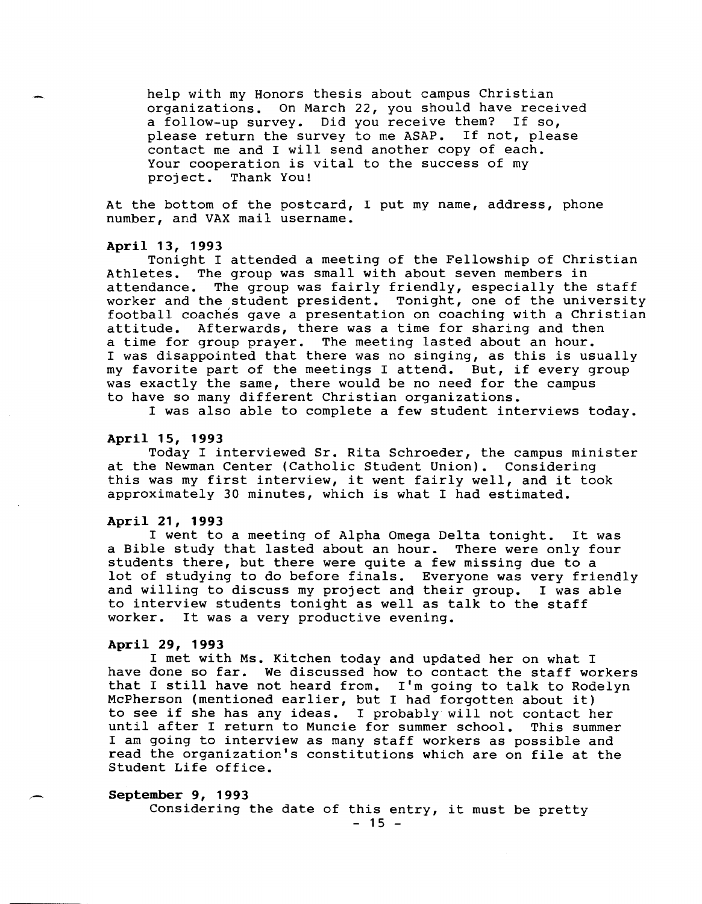> help with my Honors thesis about campus Christian organizations. On March 22, you should have received a follow-up survey. Did you receive them? If so, please return the survey to me ASAP. If not, please contact me and I will send another copy of each. Your cooperation is vital to the success of my project. Thank You!

At the bottom of the postcard, I put my name, address, phone number, and VAX mail username.

**April 13, 1993**

Tonight I attended a meeting of the Fellowship of Christian Athletes. The group was small with about seven members in attendance. The group was fairly friendly, especially the staff worker and the student president. Tonight, one of the university football coaches gave a presentation on coaching with a Christian attitude. Afterwards, there was a time for sharing and then a time for group prayer. The meeting lasted about an hour. I was disappointed that there was no singing, as this is usually my favorite part of the meetings I attend. But, if every group was exactly the same, there would be no need for the campus to have so many different Christian organizations.

I was also able to complete a few student interviews today.

**April 15, 1993**

Today I interviewed Sr. Rita Schroeder, the campus minister at the Newman Center (Catholic Student Union). Considering this was my first interview, it went fairly well, and it took approximately 30 minutes, which is what I had estimated.

**April 21, 1993**

I went to a meeting of Alpha Omega Delta tonight. It was a Bible study that lasted about an hour. There were only four students there, but there were quite a few missing due to a lot of studying to do before finals. Everyone was very friendly and willing to discuss my project and their group. I was able to interview students tonight as well as talk to the staff worker. It was a very productive evening.

**April 29, 1993**

I met with Ms. Kitchen today and updated her on what I have done so far. We discussed how to contact the staff workers that I still have not heard from. I'm going to talk to Rodelyn McPherson (mentioned earlier, but I had forgotten about it) to see if she has any ideas. I probably will not contact her until after I return to Muncie for summer school. This summer I am going to interview as many staff workers as possible and read the organization's constitutions which are on file at the Student Life office.

**September 9, 1993**

Considering the date of this entry, it must be pretty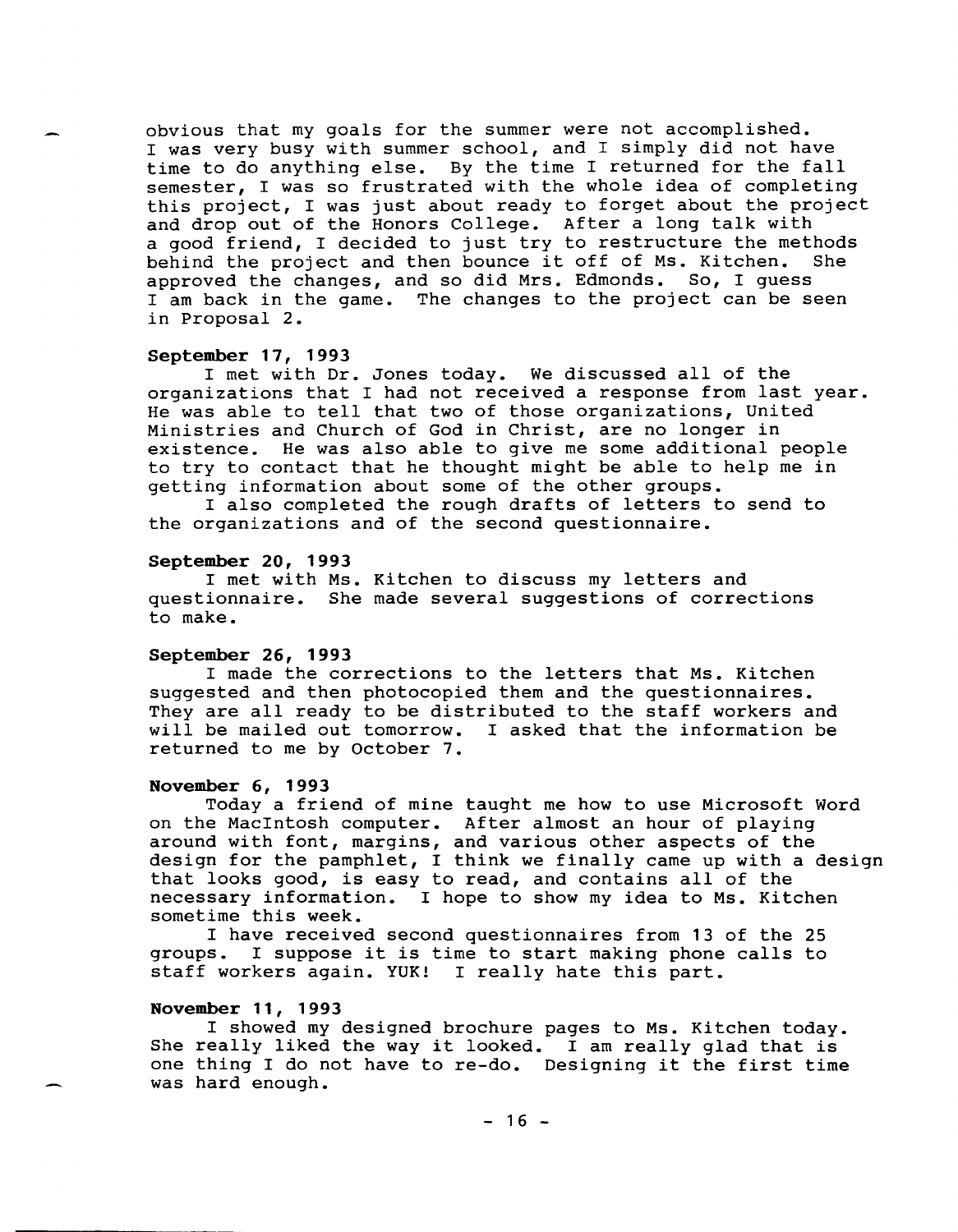obvious that my goals for the summer were not accomplished. I was very busy with summer school, and I simply did not have time to do anything else. By the time I returned for the fall semester, I was so frustrated with the whole idea of completing this project, I was just about ready to forget about the project and drop out of the Honors College. After a long talk with a good friend, I decided to just try to restructure the methods behind the project and then bounce it off of Ms. Kitchen. She approved the changes, and so did Mrs. Edmonds. So, I guess I am back in the game. The changes to the project can be seen in Proposal 2.

**September 17, 1993**

I met with Dr. Jones today. We discussed all of the organizations that I had not received a response from last year. He was able to tell that two of those organizations, United Ministries and Church of God in Christ, are no longer in existence. He was also able to give me some additional people to try to contact that he thought might be able to help me in getting information about some of the other groups.

I also completed the rough drafts of letters to send to the organizations and of the second questionnaire.

**September 20, 1993**

I met with Ms. Kitchen to discuss my letters and questionnaire. She made several suggestions of corrections to make.

**September 26, 1993**

I made the corrections to the letters that Ms. Kitchen suggested and then photocopied them and the questionnaires. They are all ready to be distributed to the staff workers and will be mailed out tomorrow. I asked that the information be returned to me by October 7.

**November 6, 1993**

Today a friend of mine taught me how to use Microsoft Word on the MacIntosh computer. After almost an hour of playing around with font, margins, and various other aspects of the design for the pamphlet, I think we finally came up with a design that looks good, is easy to read, and contains all of the necessary information. I hope to show my idea to Ms. Kitchen sometime this week.

I have received second questionnaires from 13 of the 25 groups. I suppose it is time to start making phone calls to staff workers again. YUK! I really hate this part.

**November 11, 1993**

I showed my designed brochure pages to Ms. Kitchen today. She really liked the way it looked. I am really glad that is one thing I do not have to re-do. Designing it the first time was hard enough.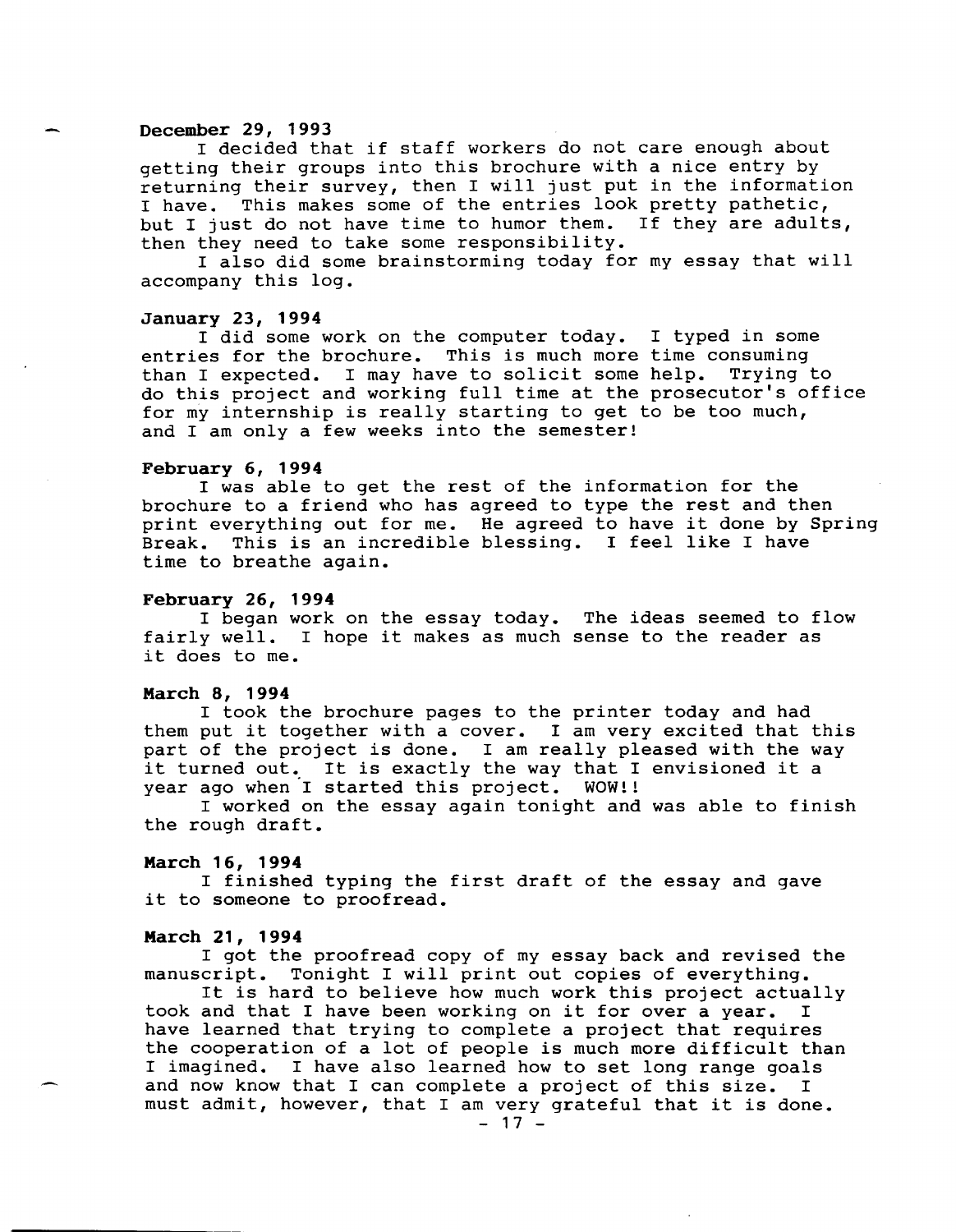**December 29, 1993**

I decided that if staff workers do not care enough about getting their groups into this brochure with a nice entry by returning their survey, then I will just put in the information I have. This makes some of the entries look pretty pathetic, but I just do not have time to humor them. If they are adults, then they need to take some responsibility.

I also did some brainstorming today for my essay that will accompany this log.

**January 23, 1994**

I did some work on the computer today. I typed in some entries for the brochure. This is much more time consuming than I expected. I may have to solicit some help. Trying to do this project and working full time at the prosecutor's office for my internship is really starting to get to be too much, and I am only a few weeks into the semester!

**February 6, 1994**

I was able to get the rest of the information for the brochure to a friend who has agreed to type the rest and then print everything out for me. He agreed to have it done by Spring Break. This is an incredible blessing. I feel like I have time to breathe again.

**February 26, 1994**

I began work on the essay today. The ideas seemed to flow fairly well. I hope it makes as much sense to the reader as it does to me.

**March 8, 1994**

I took the brochure pages to the printer today and had them put it together with a cover. I am very excited that this part of the project is done. I am really pleased with the way it turned out. It is exactly the way that I envisioned it a year ago when I started this project. WOW!!

I worked on the essay again tonight and was able to finish the rough draft.

**March 16, 1994**

I finished typing the first draft of the essay and gave it to someone to proofread.

**March 21, 1994**

I got the proofread copy of my essay back and revised the manuscript. Tonight I will print out copies of everything.

It is hard to believe how much work this project actually took and that I have been working on it for over a year. I have learned that trying to complete a project that requires the cooperation of a lot of people is much more difficult than I imagined. I have also learned how to set long range goals and now know that I can complete a project of this size. I must admit, however, that I am very grateful that it is done.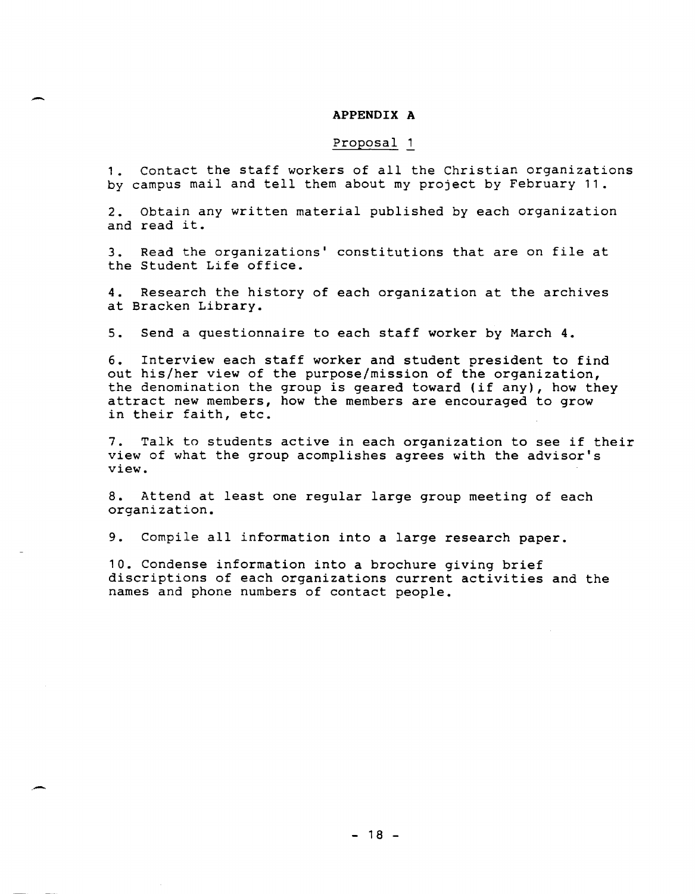## APPENDIX A

### Proposal 1

1. Contact the staff workers of all the Christian organizations by campus mail and tell them about my project by February 11.

2. Obtain any written material published by each organization and read it.

3. Read the organizations' constitutions that are on file at the Student Life office.

4. Research the history of each organization at the archives at Bracken Library.

5. Send a questionnaire to each staff worker by March 4.

6. Interview each staff worker and student president to find out his/her view of the purpose/mission of the organization, the denomination the group is geared toward (if any), how they attract new members, how the members are encouraged to grow in their faith, etc.

7. Talk to students active in each organization to see if their view of what the group acomplishes agrees with the advisor's view.

8. Attend at least one regular large group meeting of each organization.

9. Compile all information into a large research paper.

10. Condense information into a brochure giving brief discriptions of each organizations current activities and the names and phone numbers of contact people.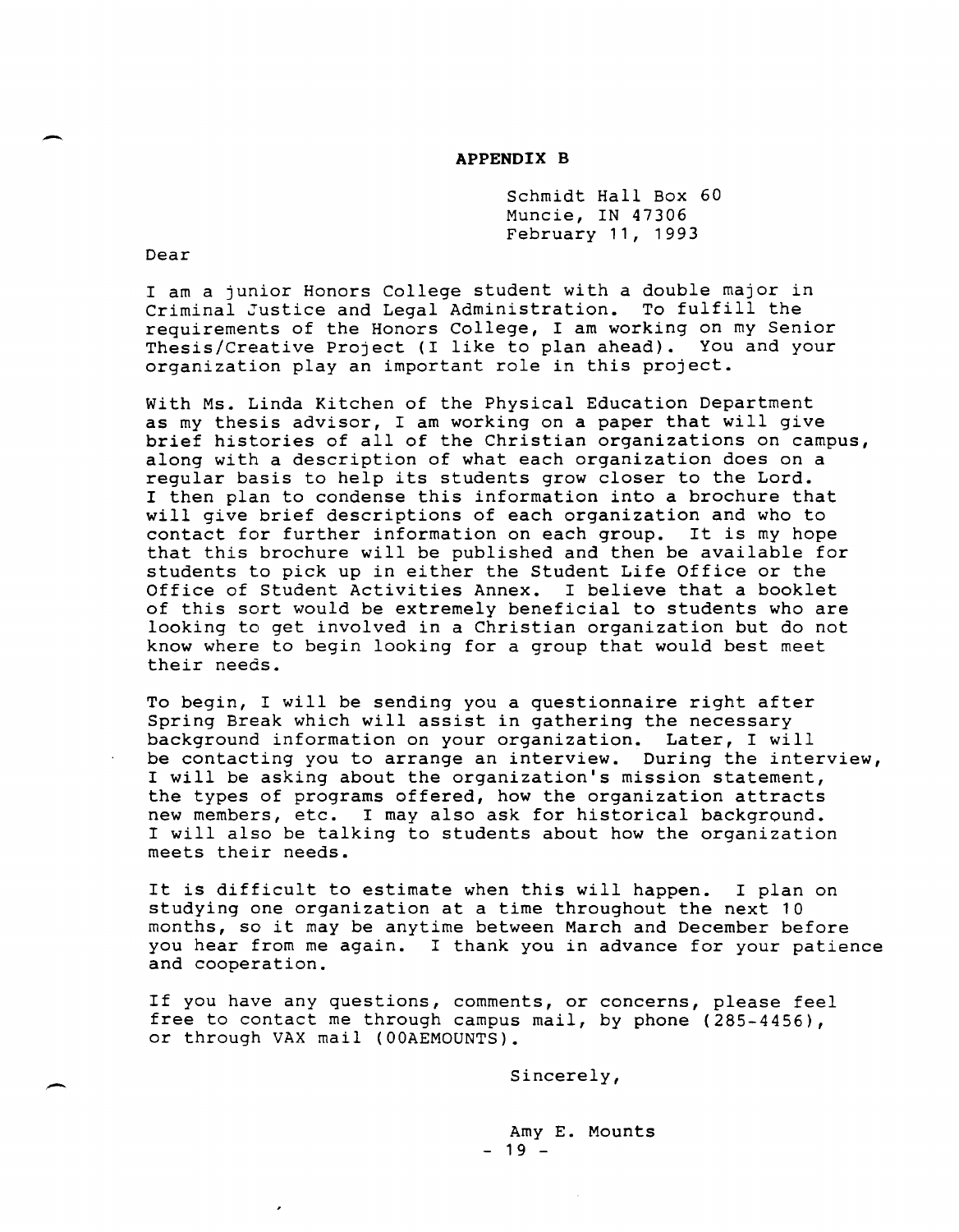**APPENDIX B**

Schmidt Hall Box 60
Muncie, IN 47306
February 11, 1993

Dear

I am a junior Honors College student with a double major in Criminal Justice and Legal Administration. To fulfill the requirements of the Honors College, I am working on my Senior Thesis/Creative Project (I like to plan ahead). You and your organization play an important role in this project.

With Ms. Linda Kitchen of the Physical Education Department as my thesis advisor, I am working on a paper that will give brief histories of all of the Christian organizations on campus, along with a description of what each organization does on a regular basis to help its students grow closer to the Lord. I then plan to condense this information into a brochure that will give brief descriptions of each organization and who to contact for further information on each group. It is my hope that this brochure will be published and then be available for students to pick up in either the Student Life Office or the Office of Student Activities Annex. I believe that a booklet of this sort would be extremely beneficial to students who are looking to get involved in a Christian organization but do not know where to begin looking for a group that would best meet their needs.

To begin, I will be sending you a questionnaire right after Spring Break which will assist in gathering the necessary background information on your organization. Later, I will be contacting you to arrange an interview. During the interview, I will be asking about the organization's mission statement, the types of programs offered, how the organization attracts new members, etc. I may also ask for historical background. I will also be talking to students about how the organization meets their needs.

It is difficult to estimate when this will happen. I plan on studying one organization at a time throughout the next 10 months, so it may be anytime between March and December before you hear from me again. I thank you in advance for your patience and cooperation.

If you have any questions, comments, or concerns, please feel free to contact me through campus mail, by phone (285-4456), or through VAX mail (00AEMOUNTS).

Sincerely,

Amy E. Mounts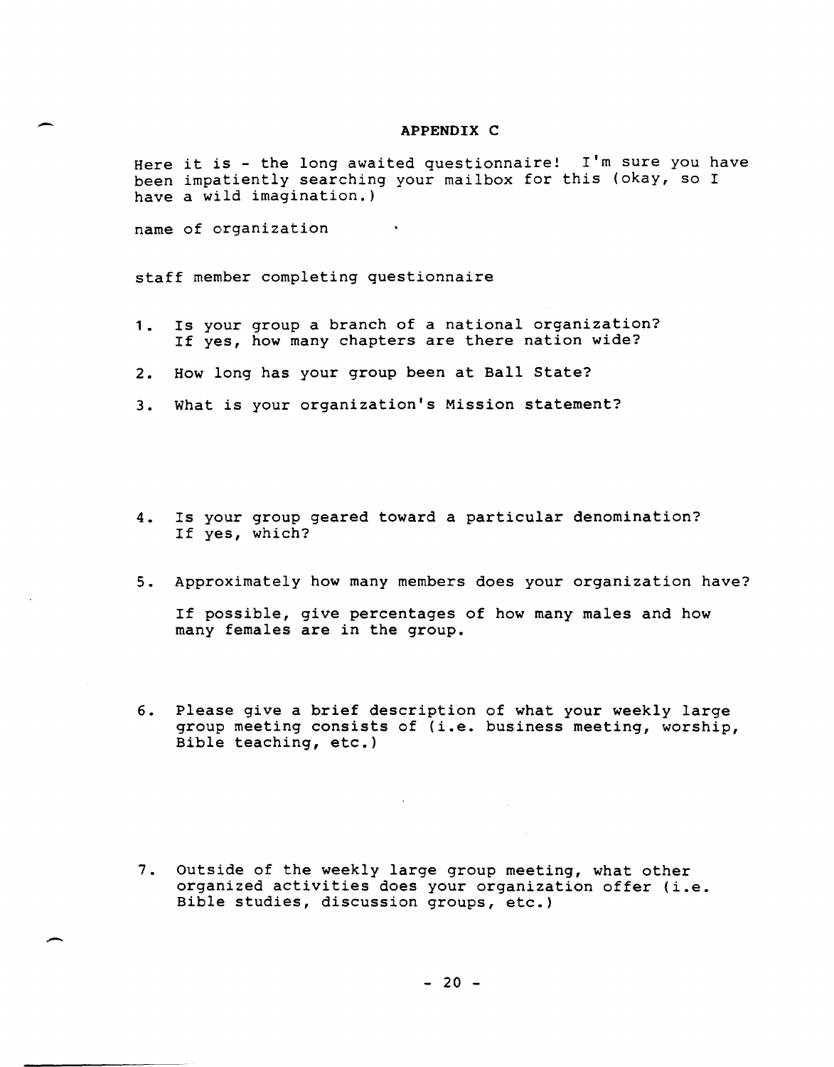## APPENDIX C

Here it is - the long awaited questionnaire! I'm sure you have been impatiently searching your mailbox for this (okay, so I have a wild imagination.)

name of organization

staff member completing questionnaire

1. Is your group a branch of a national organization? If yes, how many chapters are there nation wide?
2. How long has your group been at Ball State?
3. What is your organization's Mission statement?

4. Is your group geared toward a particular denomination? If yes, which?
5. Approximately how many members does your organization have?

   If possible, give percentages of how many males and how many females are in the group.

6. Please give a brief description of what your weekly large group meeting consists of (i.e. business meeting, worship, Bible teaching, etc.)

7. Outside of the weekly large group meeting, what other organized activities does your organization offer (i.e. Bible studies, discussion groups, etc.)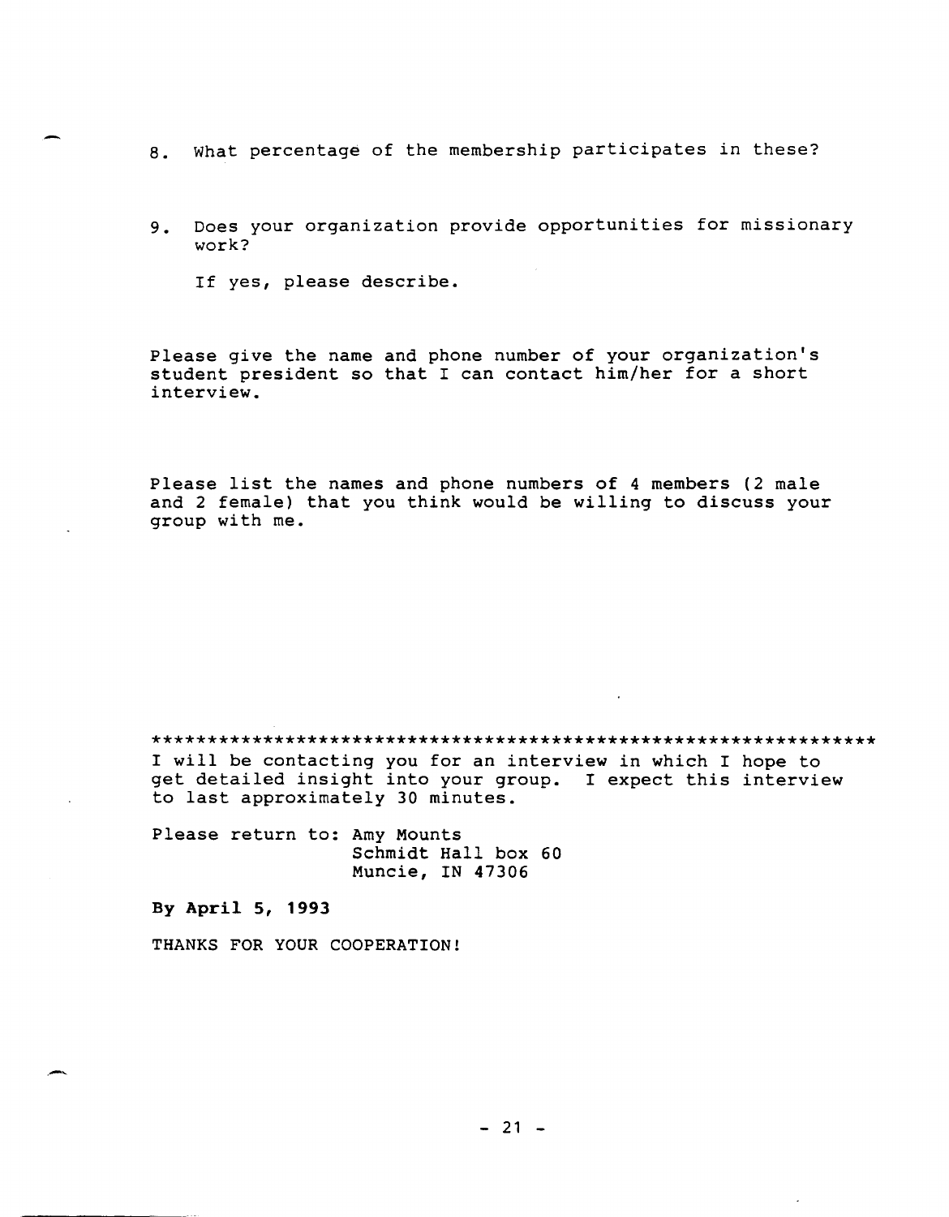8. What percentage of the membership participates in these?

9. Does your organization provide opportunities for missionary work?

   If yes, please describe.

Please give the name and phone number of your organization's student president so that I can contact him/her for a short interview.

Please list the names and phone numbers of 4 members (2 male and 2 female) that you think would be willing to discuss your group with me.

*****************************************************************

I will be contacting you for an interview in which I hope to get detailed insight into your group. I expect this interview to last approximately 30 minutes.

Please return to: Amy Mounts
Schmidt Hall box 60
Muncie, IN 47306

**By April 5, 1993**

THANKS FOR YOUR COOPERATION!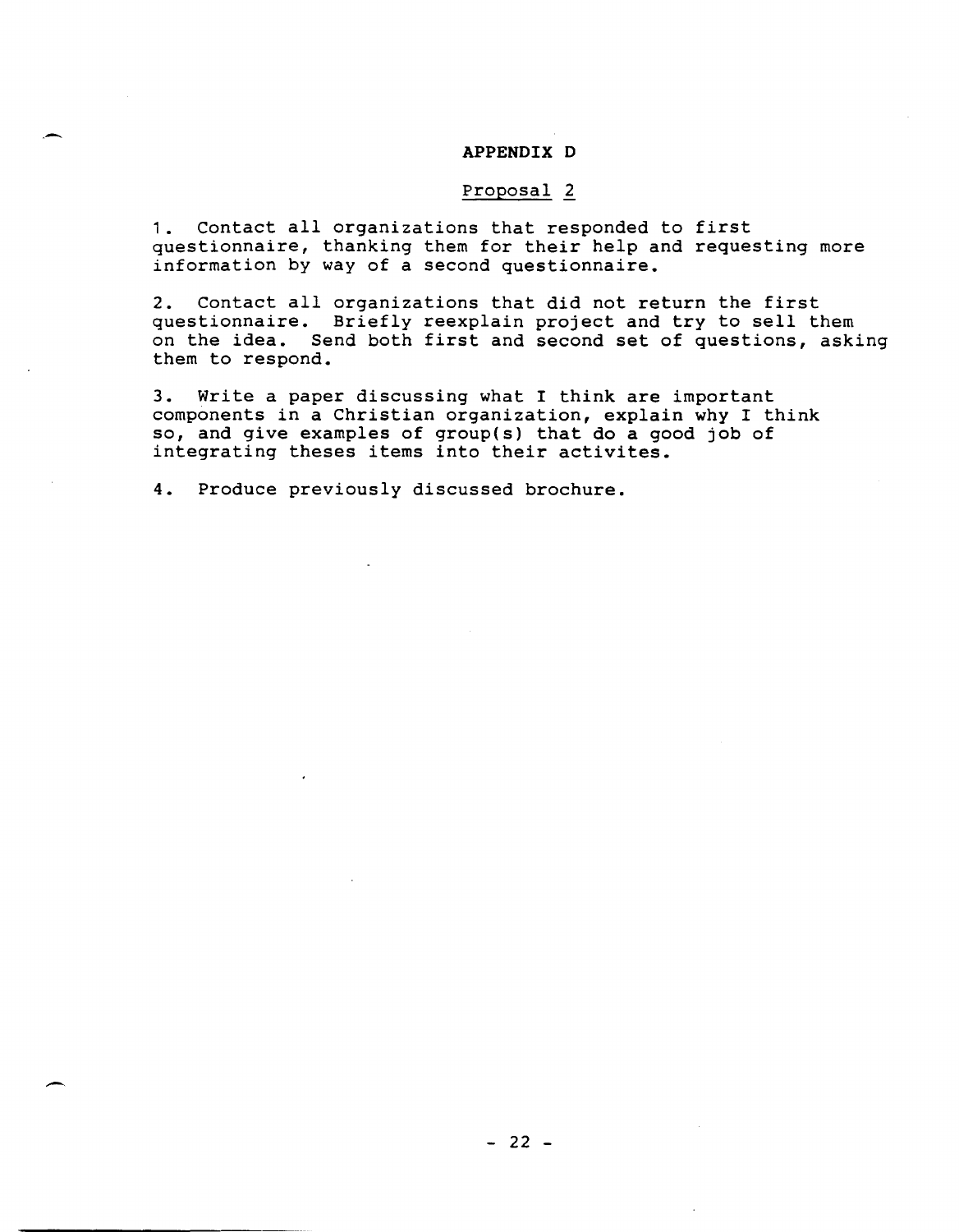# APPENDIX D

## Proposal 2

1. Contact all organizations that responded to first questionnaire, thanking them for their help and requesting more information by way of a second questionnaire.

2. Contact all organizations that did not return the first questionnaire. Briefly reexplain project and try to sell them on the idea. Send both first and second set of questions, asking them to respond.

3. Write a paper discussing what I think are important components in a Christian organization, explain why I think so, and give examples of group(s) that do a good job of integrating theses items into their activites.

4. Produce previously discussed brochure.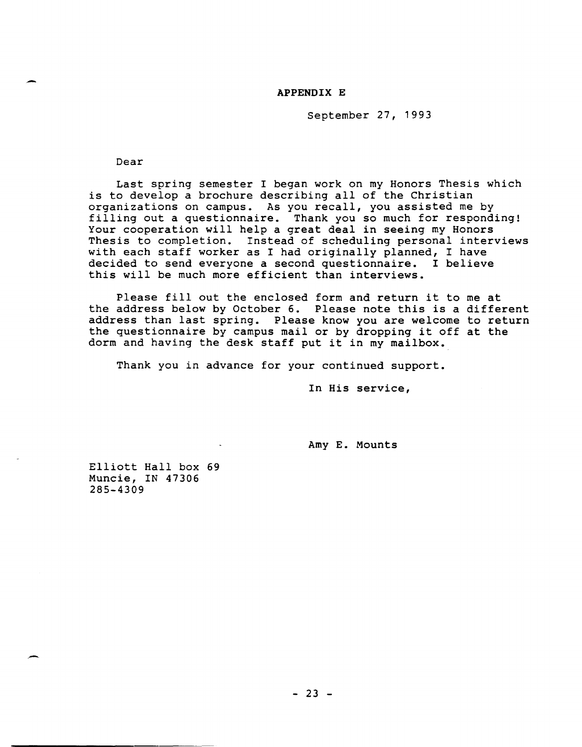**APPENDIX E**

September 27, 1993

Dear

Last spring semester I began work on my Honors Thesis which is to develop a brochure describing all of the Christian organizations on campus. As you recall, you assisted me by filling out a questionnaire. Thank you so much for responding! Your cooperation will help a great deal in seeing my Honors Thesis to completion. Instead of scheduling personal interviews with each staff worker as I had originally planned, I have decided to send everyone a second questionnaire. I believe this will be much more efficient than interviews.

Please fill out the enclosed form and return it to me at the address below by October 6. Please note this is a different address than last spring. Please know you are welcome to return the questionnaire by campus mail or by dropping it off at the dorm and having the desk staff put it in my mailbox.

Thank you in advance for your continued support.

In His service,

Amy E. Mounts

Elliott Hall box 69
Muncie, IN 47306
285-4309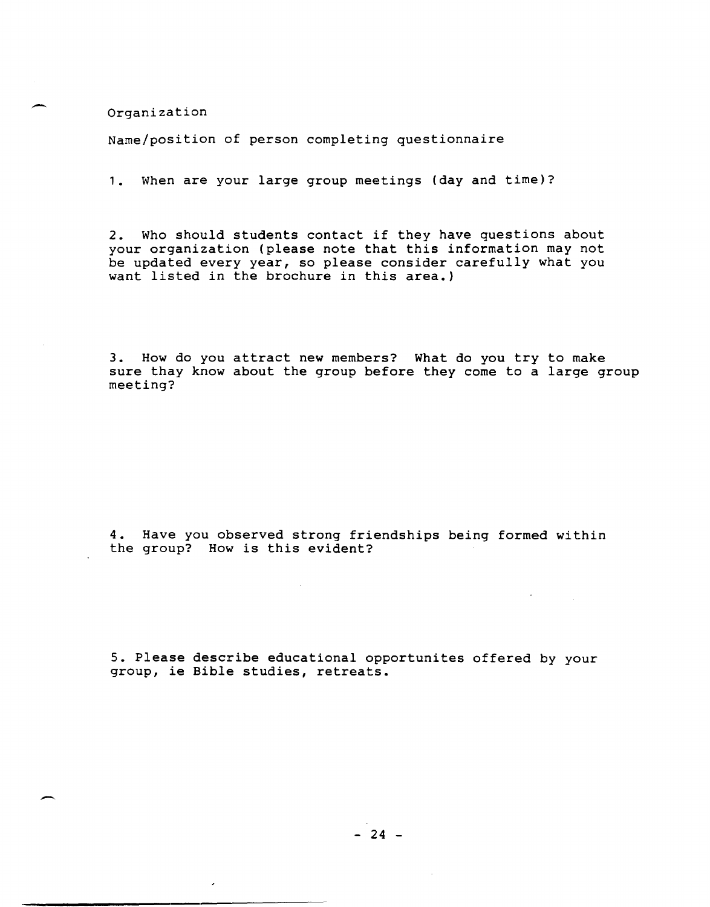Organization

Name/position of person completing questionnaire

1. When are your large group meetings (day and time)?

2. Who should students contact if they have questions about your organization (please note that this information may not be updated every year, so please consider carefully what you want listed in the brochure in this area.)

3. How do you attract new members? What do you try to make sure thay know about the group before they come to a large group meeting?

4. Have you observed strong friendships being formed within the group? How is this evident?

5. Please describe educational opportunites offered by your group, ie Bible studies, retreats.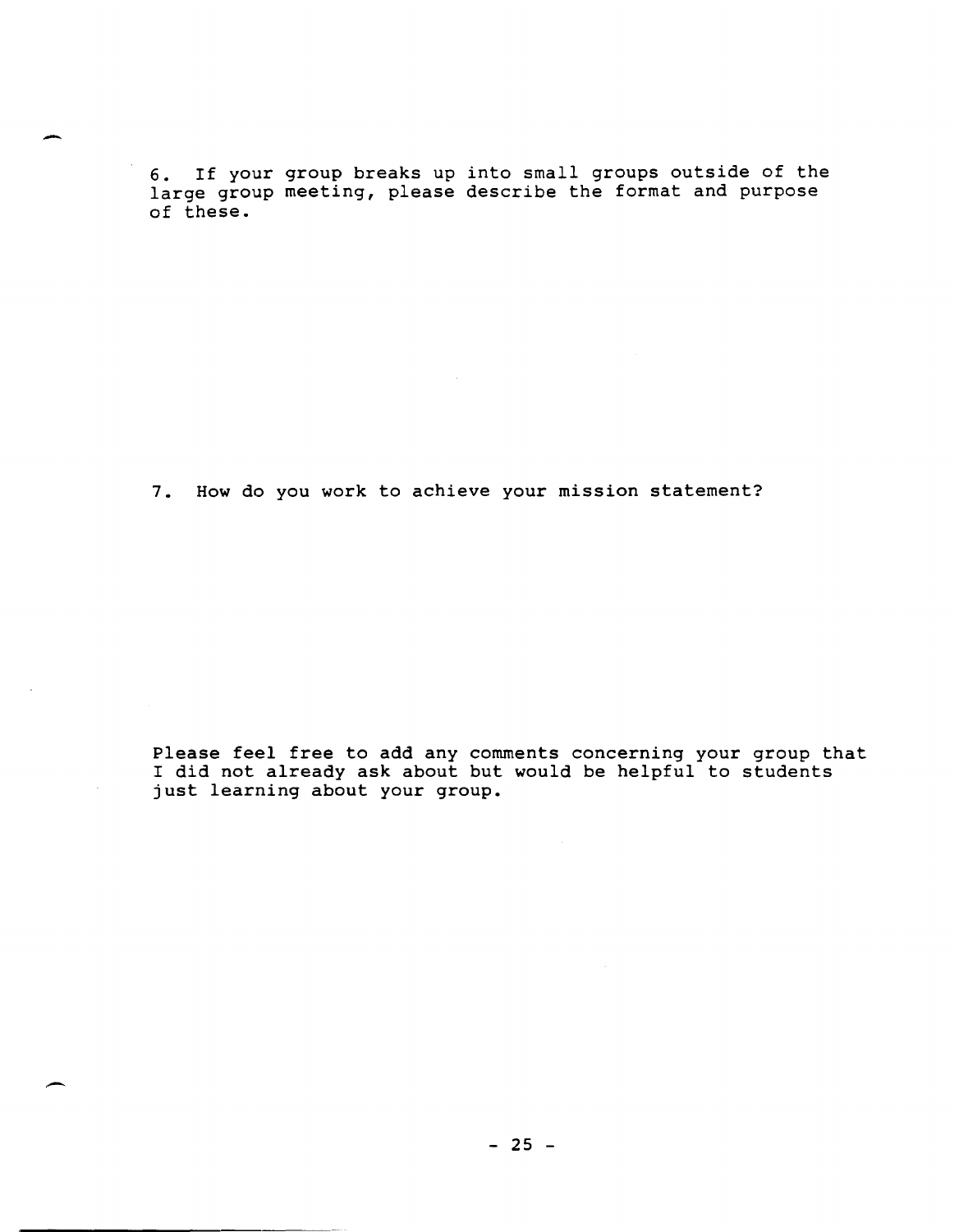6. If your group breaks up into small groups outside of the large group meeting, please describe the format and purpose of these.

7. How do you work to achieve your mission statement?

Please feel free to add any comments concerning your group that I did not already ask about but would be helpful to students just learning about your group.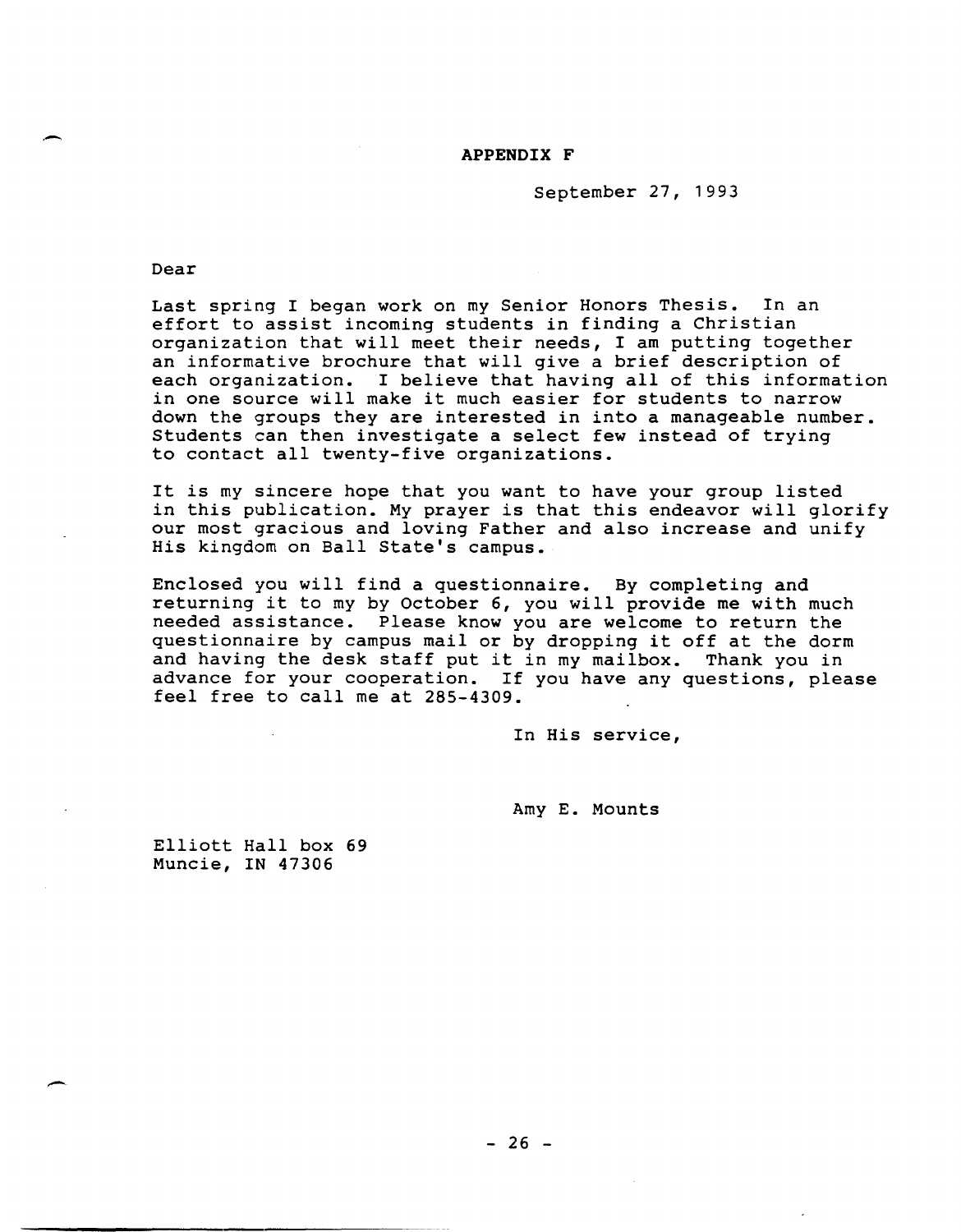**APPENDIX F**

September 27, 1993

Dear

Last spring I began work on my Senior Honors Thesis. In an effort to assist incoming students in finding a Christian organization that will meet their needs, I am putting together an informative brochure that will give a brief description of each organization. I believe that having all of this information in one source will make it much easier for students to narrow down the groups they are interested in into a manageable number. Students can then investigate a select few instead of trying to contact all twenty-five organizations.

It is my sincere hope that you want to have your group listed in this publication. My prayer is that this endeavor will glorify our most gracious and loving Father and also increase and unify His kingdom on Ball State's campus.

Enclosed you will find a questionnaire. By completing and returning it to my by October 6, you will provide me with much needed assistance. Please know you are welcome to return the questionnaire by campus mail or by dropping it off at the dorm and having the desk staff put it in my mailbox. Thank you in advance for your cooperation. If you have any questions, please feel free to call me at 285-4309.

In His service,

Amy E. Mounts

Elliott Hall box 69
Muncie, IN 47306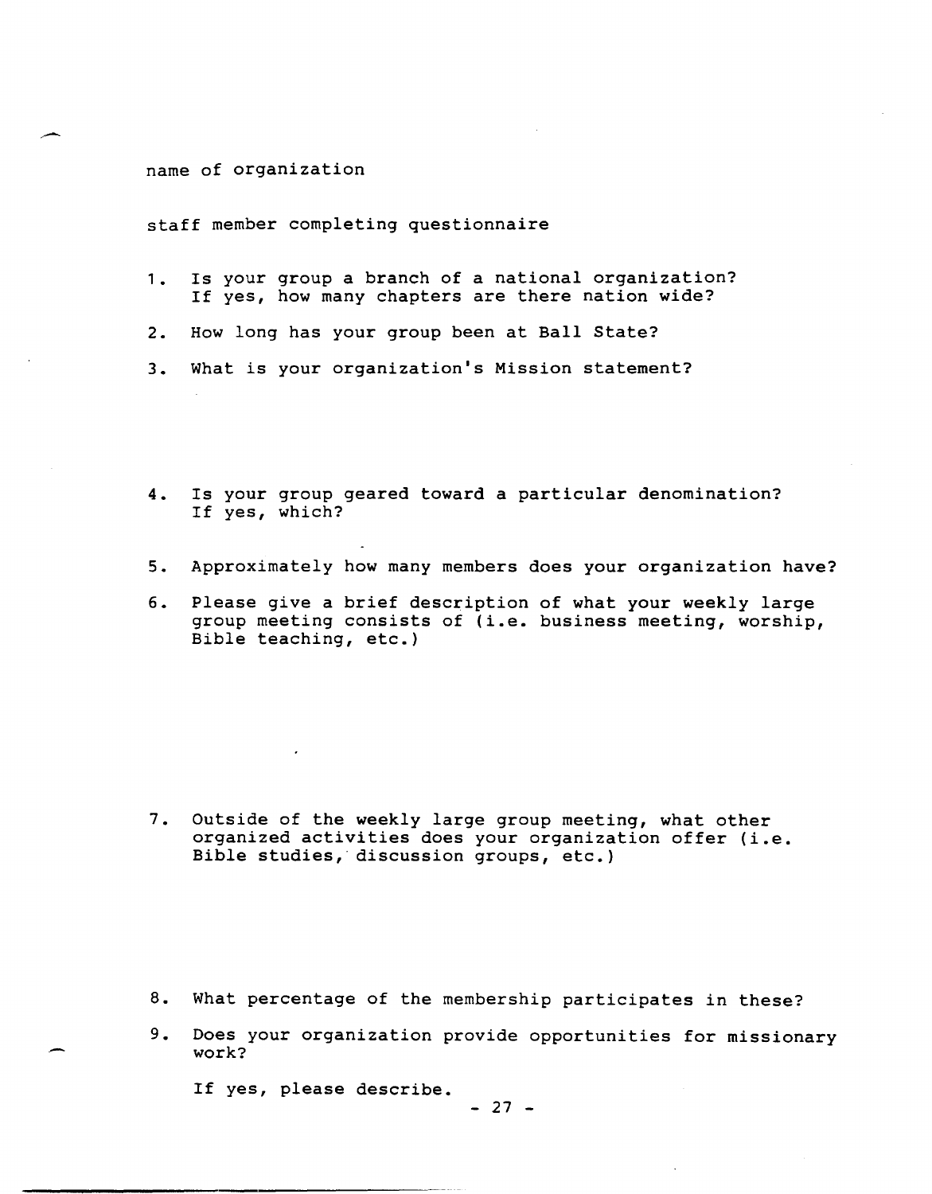name of organization

staff member completing questionnaire

1. Is your group a branch of a national organization? If yes, how many chapters are there nation wide?

2. How long has your group been at Ball State?

3. What is your organization's Mission statement?

4. Is your group geared toward a particular denomination? If yes, which?

5. Approximately how many members does your organization have?

6. Please give a brief description of what your weekly large group meeting consists of (i.e. business meeting, worship, Bible teaching, etc.)

7. Outside of the weekly large group meeting, what other organized activities does your organization offer (i.e. Bible studies, discussion groups, etc.)

8. What percentage of the membership participates in these?

9. Does your organization provide opportunities for missionary work?

   If yes, please describe.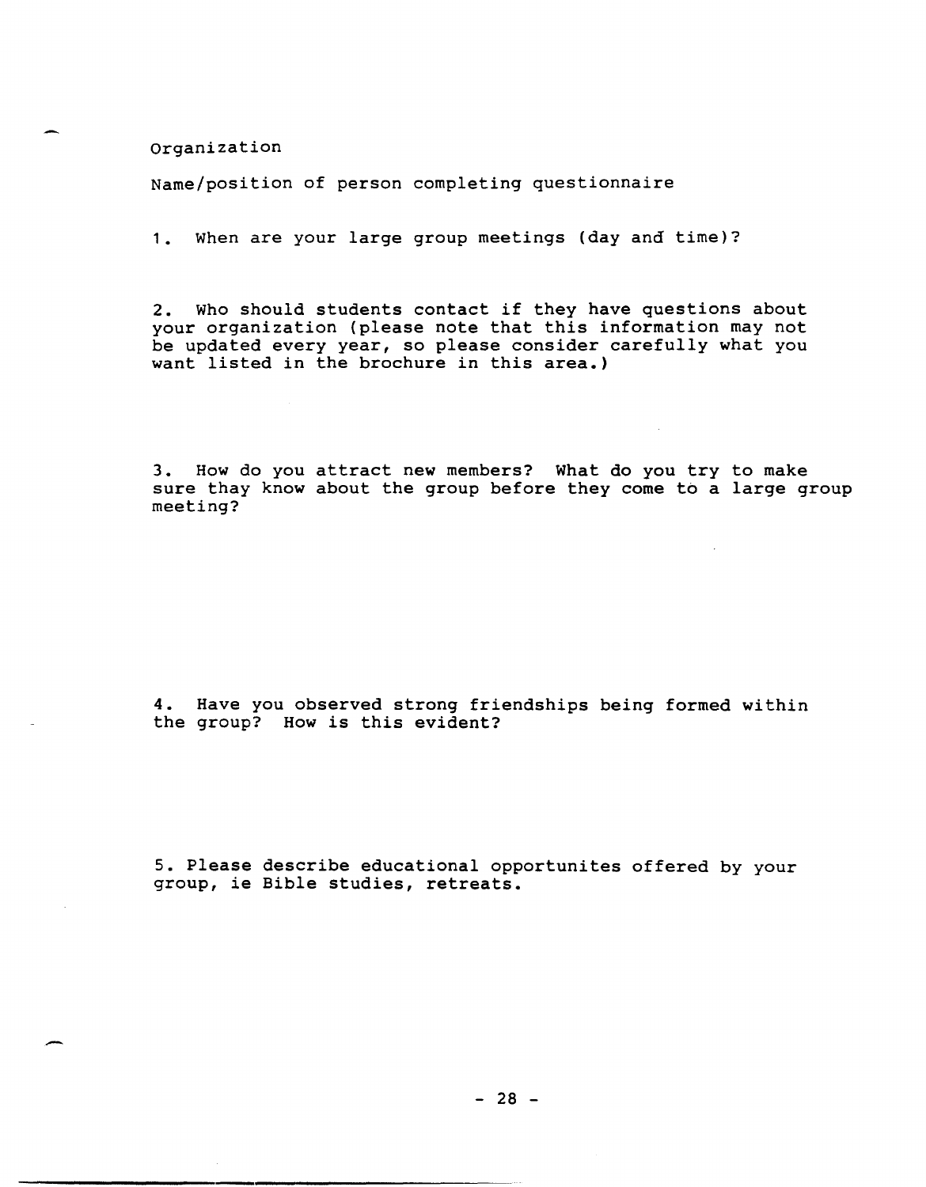Organization

Name/position of person completing questionnaire

1. When are your large group meetings (day and time)?

2. Who should students contact if they have questions about your organization (please note that this information may not be updated every year, so please consider carefully what you want listed in the brochure in this area.)

3. How do you attract new members? What do you try to make sure thay know about the group before they come to a large group meeting?

4. Have you observed strong friendships being formed within the group? How is this evident?

5. Please describe educational opportunites offered by your group, ie Bible studies, retreats.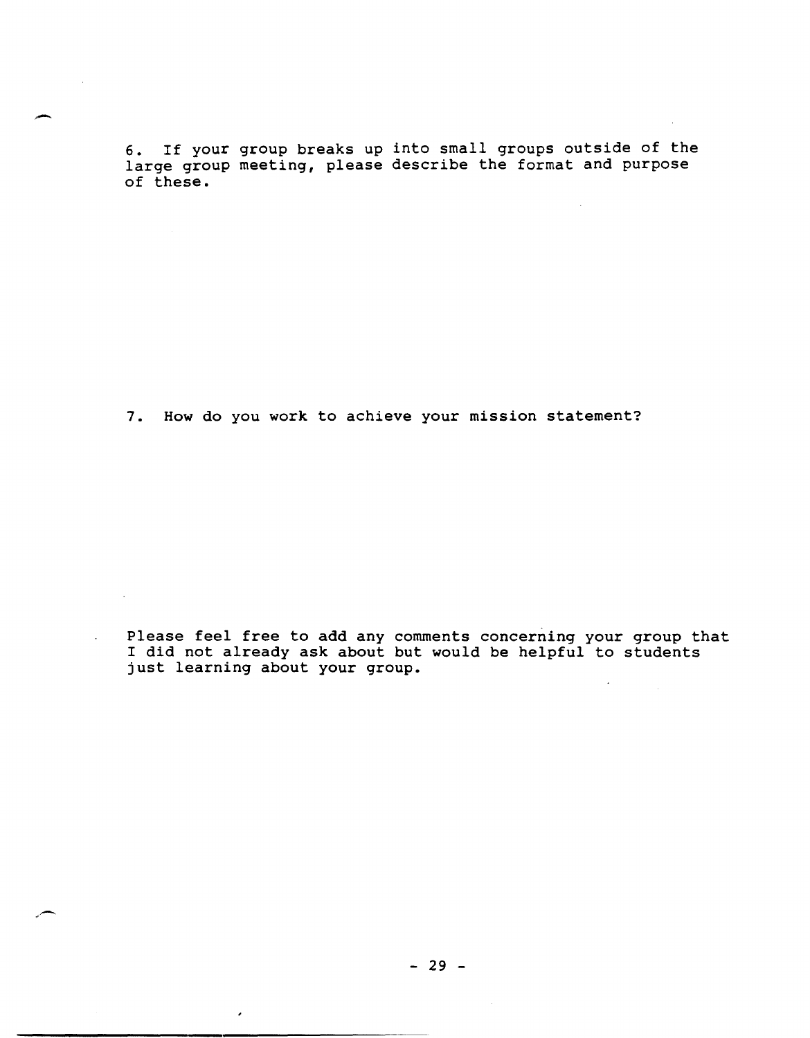6. If your group breaks up into small groups outside of the large group meeting, please describe the format and purpose of these.

7. How do you work to achieve your mission statement?

Please feel free to add any comments concerning your group that I did not already ask about but would be helpful to students just learning about your group.